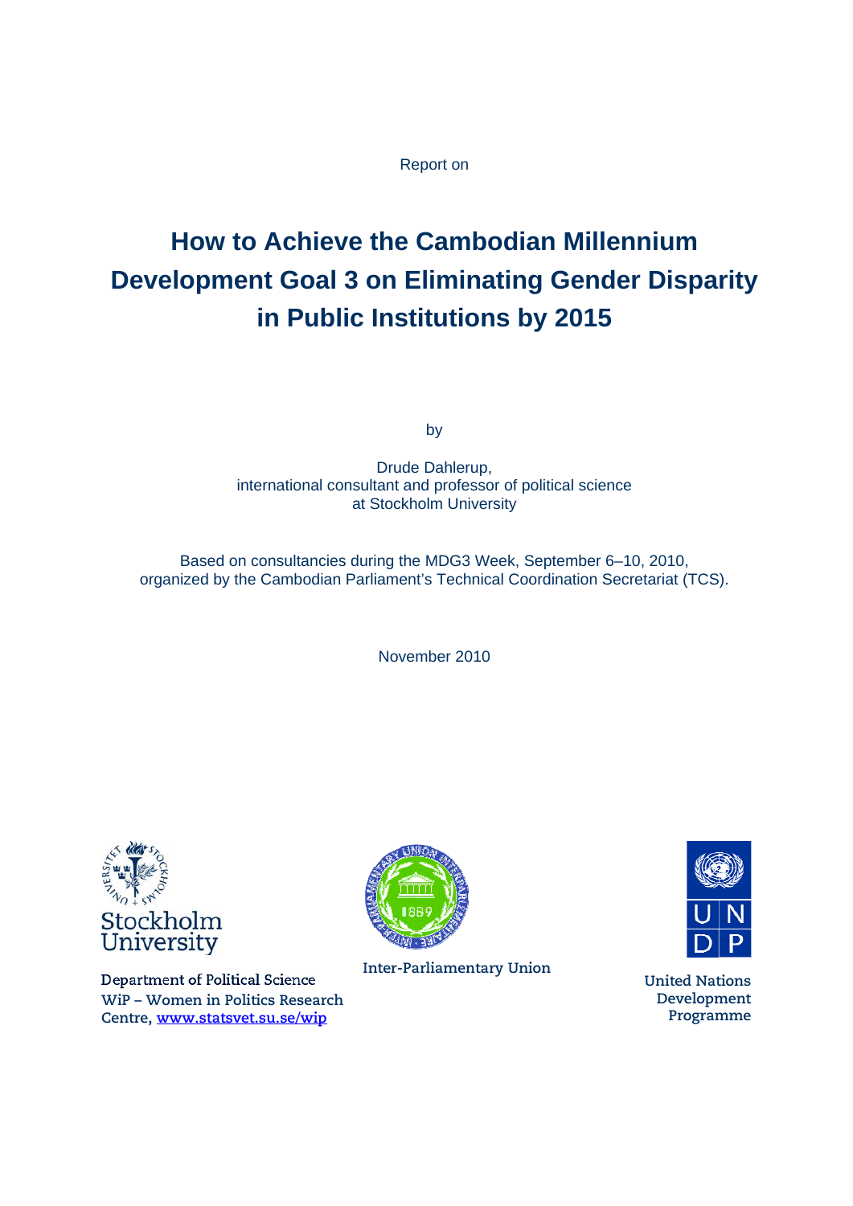Report on

# How to Achieve the Cambodian Millennium Development Goal 3 on Eliminating Gender Disparity in Public Institutions by 2015

by

Drude Dahlerup,
international consultant and professor of political science
at Stockholm University

Based on consultancies during the MDG3 Week, September 6–10, 2010,
organized by the Cambodian Parliament's Technical Coordination Secretariat (TCS).

November 2010

Stockholm University

Department of Political Science
WiP – Women in Politics Research Centre, www.statsvet.su.se/wip

Inter-Parliamentary Union

United Nations Development Programme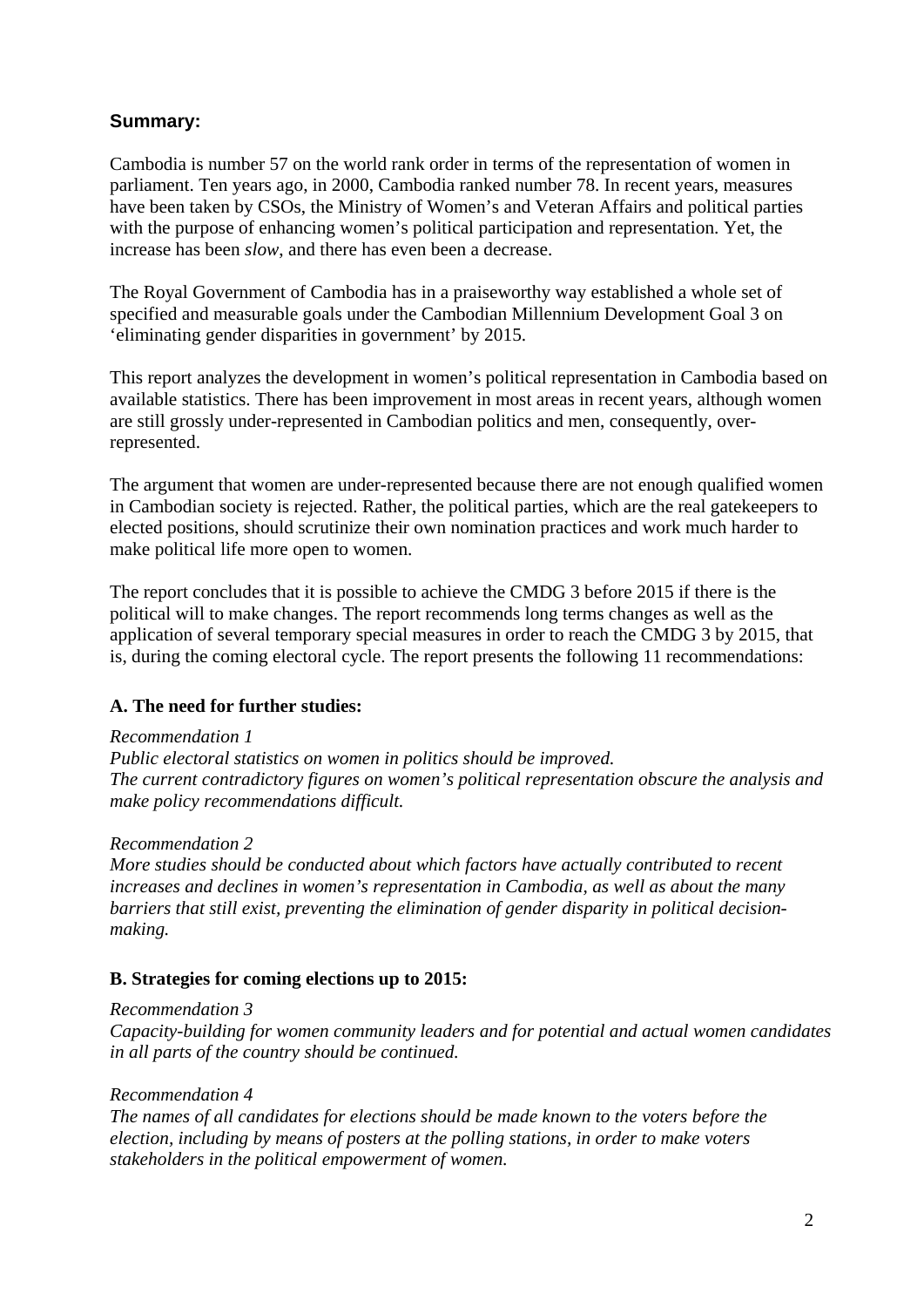### Summary:

Cambodia is number 57 on the world rank order in terms of the representation of women in parliament. Ten years ago, in 2000, Cambodia ranked number 78. In recent years, measures have been taken by CSOs, the Ministry of Women's and Veteran Affairs and political parties with the purpose of enhancing women's political participation and representation. Yet, the increase has been *slow*, and there has even been a decrease.

The Royal Government of Cambodia has in a praiseworthy way established a whole set of specified and measurable goals under the Cambodian Millennium Development Goal 3 on 'eliminating gender disparities in government' by 2015.

This report analyzes the development in women's political representation in Cambodia based on available statistics. There has been improvement in most areas in recent years, although women are still grossly under-represented in Cambodian politics and men, consequently, over-represented.

The argument that women are under-represented because there are not enough qualified women in Cambodian society is rejected. Rather, the political parties, which are the real gatekeepers to elected positions, should scrutinize their own nomination practices and work much harder to make political life more open to women.

The report concludes that it is possible to achieve the CMDG 3 before 2015 if there is the political will to make changes. The report recommends long terms changes as well as the application of several temporary special measures in order to reach the CMDG 3 by 2015, that is, during the coming electoral cycle. The report presents the following 11 recommendations:

**A. The need for further studies:**

*Recommendation 1*
*Public electoral statistics on women in politics should be improved.*
*The current contradictory figures on women's political representation obscure the analysis and make policy recommendations difficult.*

*Recommendation 2*
*More studies should be conducted about which factors have actually contributed to recent increases and declines in women's representation in Cambodia, as well as about the many barriers that still exist, preventing the elimination of gender disparity in political decision-making.*

**B. Strategies for coming elections up to 2015:**

*Recommendation 3*
*Capacity-building for women community leaders and for potential and actual women candidates in all parts of the country should be continued.*

*Recommendation 4*
*The names of all candidates for elections should be made known to the voters before the election, including by means of posters at the polling stations, in order to make voters stakeholders in the political empowerment of women.*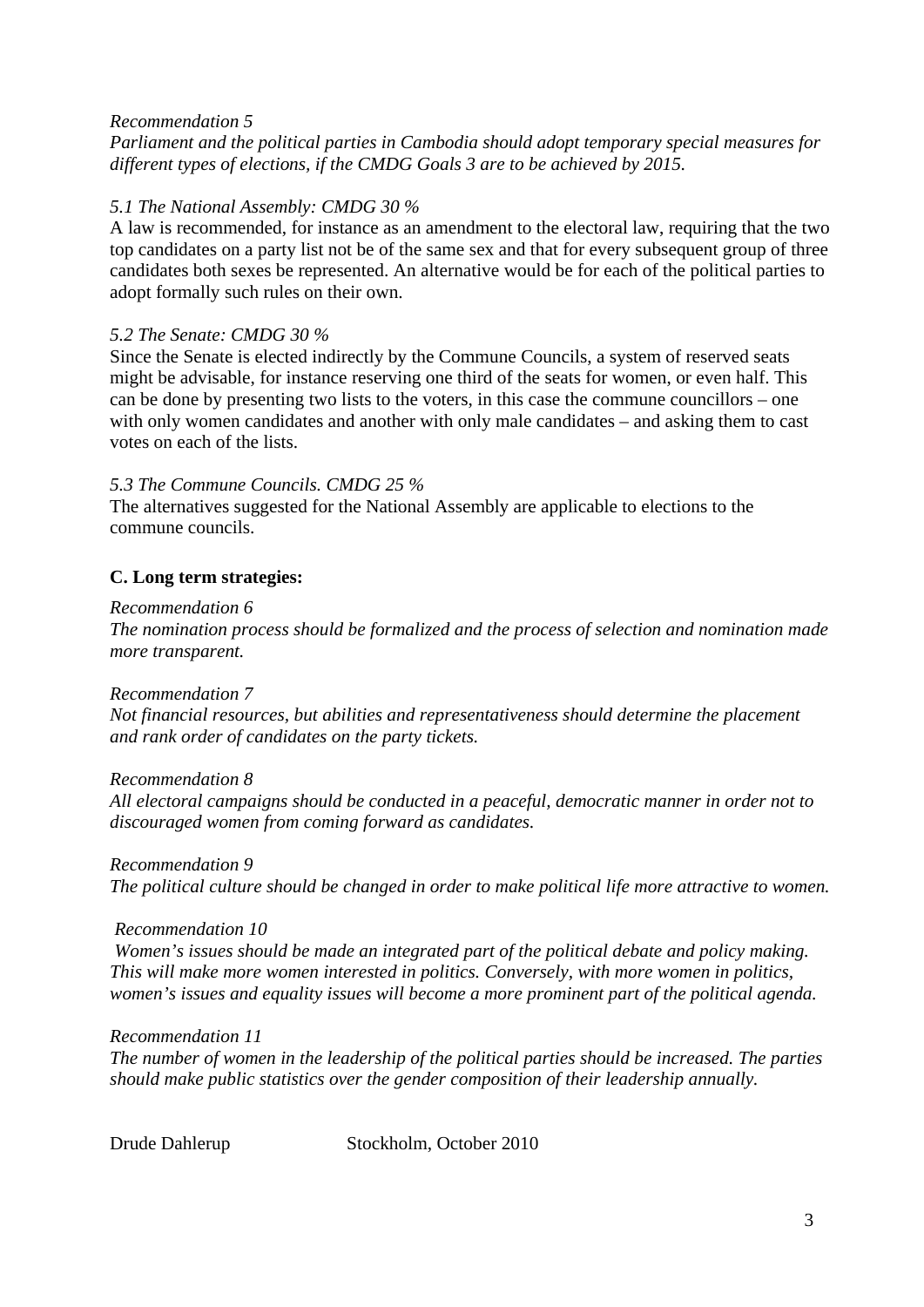*Recommendation 5*
*Parliament and the political parties in Cambodia should adopt temporary special measures for different types of elections, if the CMDG Goals 3 are to be achieved by 2015.*

*5.1 The National Assembly: CMDG 30 %*
A law is recommended, for instance as an amendment to the electoral law, requiring that the two top candidates on a party list not be of the same sex and that for every subsequent group of three candidates both sexes be represented. An alternative would be for each of the political parties to adopt formally such rules on their own.

*5.2 The Senate: CMDG 30 %*
Since the Senate is elected indirectly by the Commune Councils, a system of reserved seats might be advisable, for instance reserving one third of the seats for women, or even half. This can be done by presenting two lists to the voters, in this case the commune councillors – one with only women candidates and another with only male candidates – and asking them to cast votes on each of the lists.

*5.3 The Commune Councils. CMDG 25 %*
The alternatives suggested for the National Assembly are applicable to elections to the commune councils.

**C. Long term strategies:**

*Recommendation 6*
*The nomination process should be formalized and the process of selection and nomination made more transparent.*

*Recommendation 7*
*Not financial resources, but abilities and representativeness should determine the placement and rank order of candidates on the party tickets.*

*Recommendation 8*
*All electoral campaigns should be conducted in a peaceful, democratic manner in order not to discouraged women from coming forward as candidates.*

*Recommendation 9*
*The political culture should be changed in order to make political life more attractive to women.*

*Recommendation 10*
*Women's issues should be made an integrated part of the political debate and policy making. This will make more women interested in politics. Conversely, with more women in politics, women's issues and equality issues will become a more prominent part of the political agenda.*

*Recommendation 11*
*The number of women in the leadership of the political parties should be increased. The parties should make public statistics over the gender composition of their leadership annually.*

Drude Dahlerup Stockholm, October 2010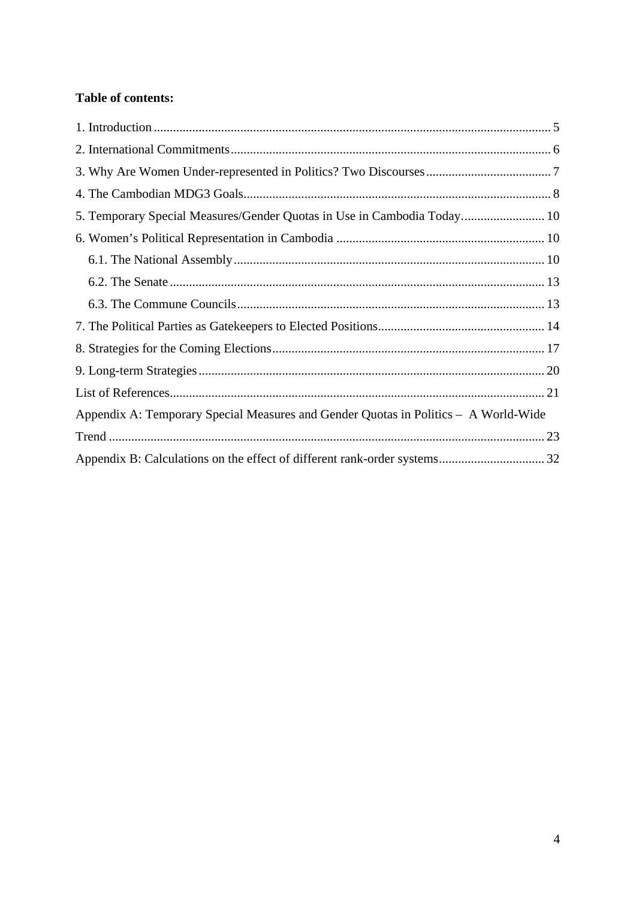**Table of contents:**

1. Introduction ........................................................................................................................ 5
2. International Commitments .................................................................................................. 6
3. Why Are Women Under-represented in Politics? Two Discourses ....................................... 7
4. The Cambodian MDG3 Goals .............................................................................................. 8
5. Temporary Special Measures/Gender Quotas in Use in Cambodia Today. ......................... 10
6. Women's Political Representation in Cambodia ................................................................ 10
    6.1. The National Assembly ................................................................................................ 10
    6.2. The Senate .................................................................................................................... 13
    6.3. The Commune Councils ............................................................................................... 13
7. The Political Parties as Gatekeepers to Elected Positions .................................................... 14
8. Strategies for the Coming Elections ..................................................................................... 17
9. Long-term Strategies ........................................................................................................... 20

List of References .................................................................................................................... 21

Appendix A: Temporary Special Measures and Gender Quotas in Politics – A World-Wide Trend ....................................................................................................................................... 23

Appendix B: Calculations on the effect of different rank-order systems ................................. 32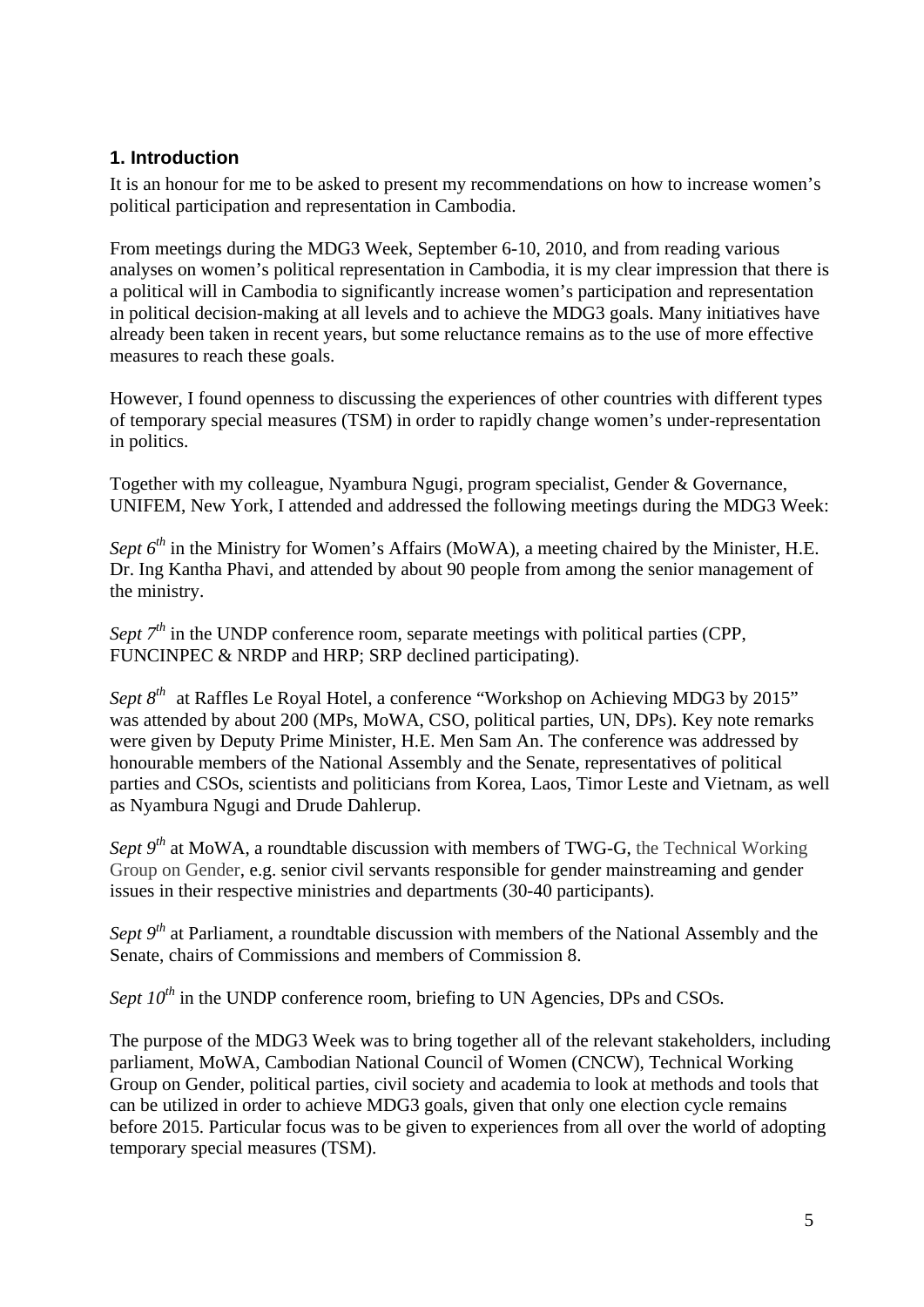## 1. Introduction

It is an honour for me to be asked to present my recommendations on how to increase women's political participation and representation in Cambodia.

From meetings during the MDG3 Week, September 6-10, 2010, and from reading various analyses on women's political representation in Cambodia, it is my clear impression that there is a political will in Cambodia to significantly increase women's participation and representation in political decision-making at all levels and to achieve the MDG3 goals. Many initiatives have already been taken in recent years, but some reluctance remains as to the use of more effective measures to reach these goals.

However, I found openness to discussing the experiences of other countries with different types of temporary special measures (TSM) in order to rapidly change women's under-representation in politics.

Together with my colleague, Nyambura Ngugi, program specialist, Gender & Governance, UNIFEM, New York, I attended and addressed the following meetings during the MDG3 Week:

*Sept 6th* in the Ministry for Women's Affairs (MoWA), a meeting chaired by the Minister, H.E. Dr. Ing Kantha Phavi, and attended by about 90 people from among the senior management of the ministry.

*Sept 7th* in the UNDP conference room, separate meetings with political parties (CPP, FUNCINPEC & NRDP and HRP; SRP declined participating).

*Sept 8th* at Raffles Le Royal Hotel, a conference "Workshop on Achieving MDG3 by 2015" was attended by about 200 (MPs, MoWA, CSO, political parties, UN, DPs). Key note remarks were given by Deputy Prime Minister, H.E. Men Sam An. The conference was addressed by honourable members of the National Assembly and the Senate, representatives of political parties and CSOs, scientists and politicians from Korea, Laos, Timor Leste and Vietnam, as well as Nyambura Ngugi and Drude Dahlerup.

*Sept 9th* at MoWA, a roundtable discussion with members of TWG-G, the Technical Working Group on Gender, e.g. senior civil servants responsible for gender mainstreaming and gender issues in their respective ministries and departments (30-40 participants).

*Sept 9th* at Parliament, a roundtable discussion with members of the National Assembly and the Senate, chairs of Commissions and members of Commission 8.

*Sept 10th* in the UNDP conference room, briefing to UN Agencies, DPs and CSOs.

The purpose of the MDG3 Week was to bring together all of the relevant stakeholders, including parliament, MoWA, Cambodian National Council of Women (CNCW), Technical Working Group on Gender, political parties, civil society and academia to look at methods and tools that can be utilized in order to achieve MDG3 goals, given that only one election cycle remains before 2015. Particular focus was to be given to experiences from all over the world of adopting temporary special measures (TSM).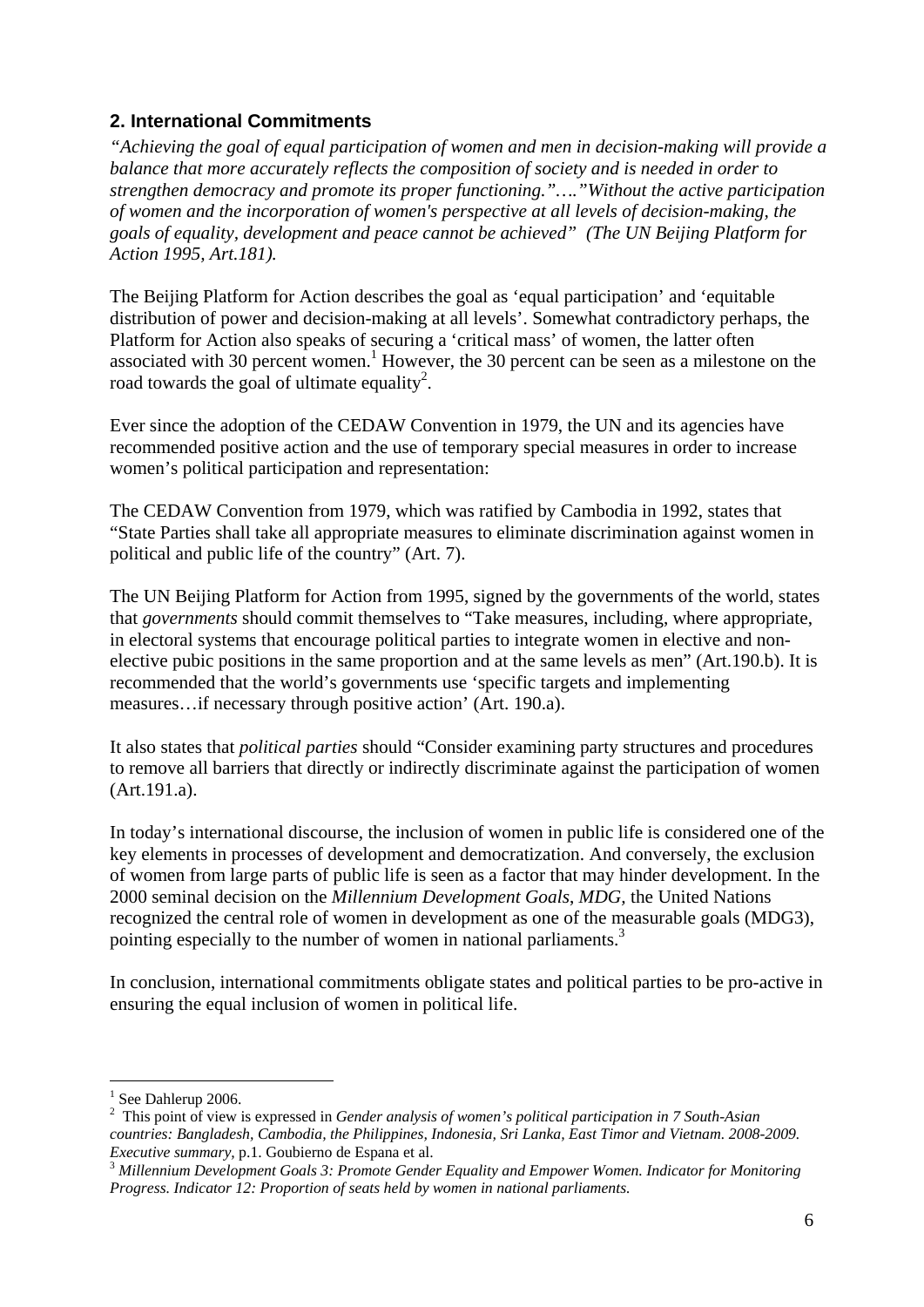## 2. International Commitments

*"Achieving the goal of equal participation of women and men in decision-making will provide a balance that more accurately reflects the composition of society and is needed in order to strengthen democracy and promote its proper functioning."…."Without the active participation of women and the incorporation of women's perspective at all levels of decision-making, the goals of equality, development and peace cannot be achieved" (The UN Beijing Platform for Action 1995, Art.181).*

The Beijing Platform for Action describes the goal as 'equal participation' and 'equitable distribution of power and decision-making at all levels'. Somewhat contradictory perhaps, the Platform for Action also speaks of securing a 'critical mass' of women, the latter often associated with 30 percent women.[1] However, the 30 percent can be seen as a milestone on the road towards the goal of ultimate equality[2].

Ever since the adoption of the CEDAW Convention in 1979, the UN and its agencies have recommended positive action and the use of temporary special measures in order to increase women's political participation and representation:

The CEDAW Convention from 1979, which was ratified by Cambodia in 1992, states that "State Parties shall take all appropriate measures to eliminate discrimination against women in political and public life of the country" (Art. 7).

The UN Beijing Platform for Action from 1995, signed by the governments of the world, states that *governments* should commit themselves to "Take measures, including, where appropriate, in electoral systems that encourage political parties to integrate women in elective and non-elective pubic positions in the same proportion and at the same levels as men" (Art.190.b). It is recommended that the world's governments use 'specific targets and implementing measures…if necessary through positive action' (Art. 190.a).

It also states that *political parties* should "Consider examining party structures and procedures to remove all barriers that directly or indirectly discriminate against the participation of women (Art.191.a).

In today's international discourse, the inclusion of women in public life is considered one of the key elements in processes of development and democratization. And conversely, the exclusion of women from large parts of public life is seen as a factor that may hinder development. In the 2000 seminal decision on the *Millennium Development Goals*, *MDG*, the United Nations recognized the central role of women in development as one of the measurable goals (MDG3), pointing especially to the number of women in national parliaments.[3]

In conclusion, international commitments obligate states and political parties to be pro-active in ensuring the equal inclusion of women in political life.

---

[1] See Dahlerup 2006.

[2] This point of view is expressed in *Gender analysis of women's political participation in 7 South-Asian countries: Bangladesh, Cambodia, the Philippines, Indonesia, Sri Lanka, East Timor and Vietnam. 2008-2009. Executive summary*, p.1. Goubierno de Espana et al.

[3] *Millennium Development Goals 3: Promote Gender Equality and Empower Women. Indicator for Monitoring Progress. Indicator 12: Proportion of seats held by women in national parliaments.*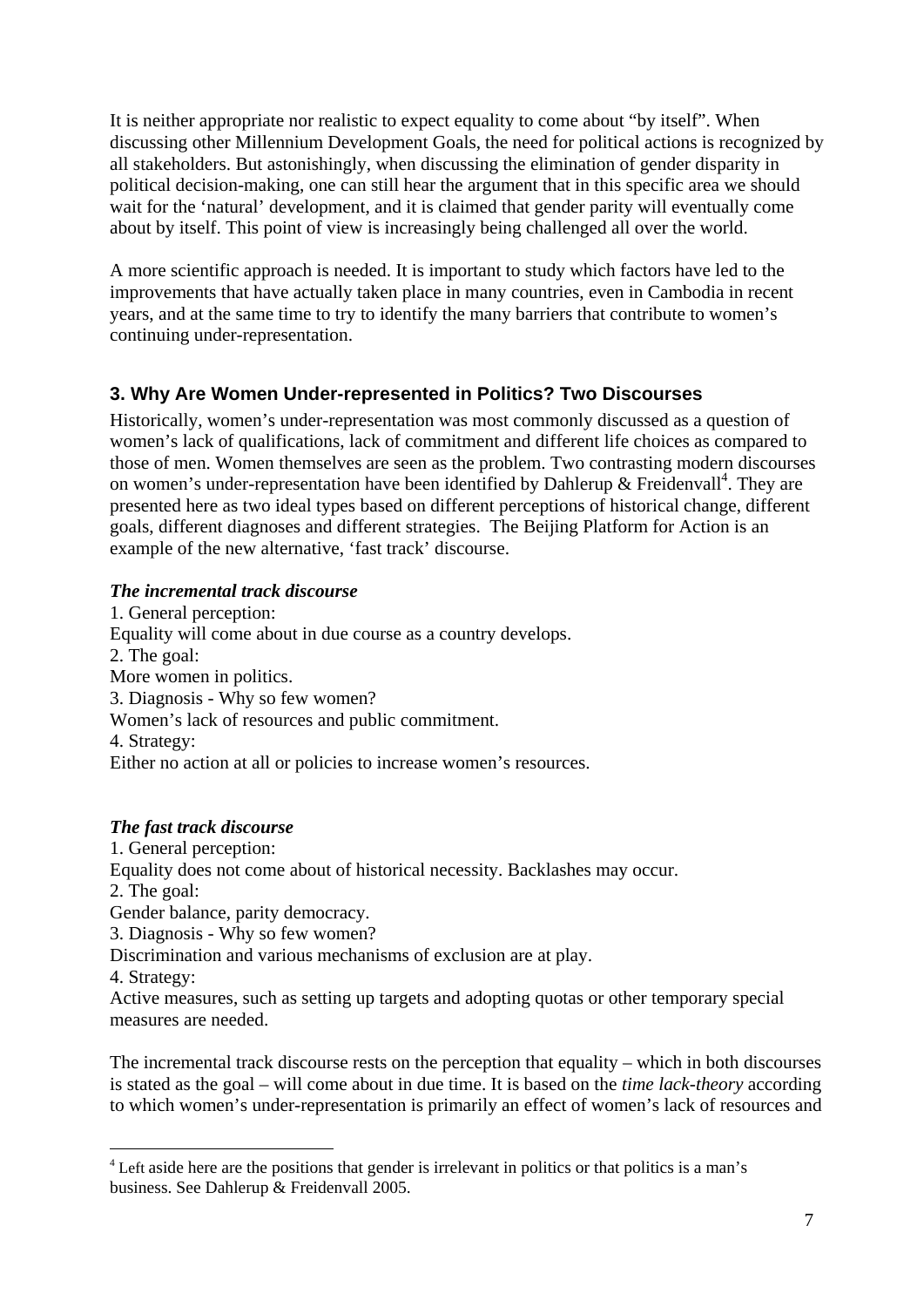It is neither appropriate nor realistic to expect equality to come about "by itself". When discussing other Millennium Development Goals, the need for political actions is recognized by all stakeholders. But astonishingly, when discussing the elimination of gender disparity in political decision-making, one can still hear the argument that in this specific area we should wait for the 'natural' development, and it is claimed that gender parity will eventually come about by itself. This point of view is increasingly being challenged all over the world.

A more scientific approach is needed. It is important to study which factors have led to the improvements that have actually taken place in many countries, even in Cambodia in recent years, and at the same time to try to identify the many barriers that contribute to women's continuing under-representation.

## 3. Why Are Women Under-represented in Politics? Two Discourses

Historically, women's under-representation was most commonly discussed as a question of women's lack of qualifications, lack of commitment and different life choices as compared to those of men. Women themselves are seen as the problem. Two contrasting modern discourses on women's under-representation have been identified by Dahlerup & Freidenvall[4]. They are presented here as two ideal types based on different perceptions of historical change, different goals, different diagnoses and different strategies. The Beijing Platform for Action is an example of the new alternative, 'fast track' discourse.

***The incremental track discourse***

1. General perception:
Equality will come about in due course as a country develops.
2. The goal:
More women in politics.
3. Diagnosis - Why so few women?
Women's lack of resources and public commitment.
4. Strategy:
Either no action at all or policies to increase women's resources.

***The fast track discourse***

1. General perception:
Equality does not come about of historical necessity. Backlashes may occur.
2. The goal:
Gender balance, parity democracy.
3. Diagnosis - Why so few women?
Discrimination and various mechanisms of exclusion are at play.
4. Strategy:
Active measures, such as setting up targets and adopting quotas or other temporary special measures are needed.

The incremental track discourse rests on the perception that equality – which in both discourses is stated as the goal – will come about in due time. It is based on the *time lack-theory* according to which women's under-representation is primarily an effect of women's lack of resources and

---

[4] Left aside here are the positions that gender is irrelevant in politics or that politics is a man's business. See Dahlerup & Freidenvall 2005.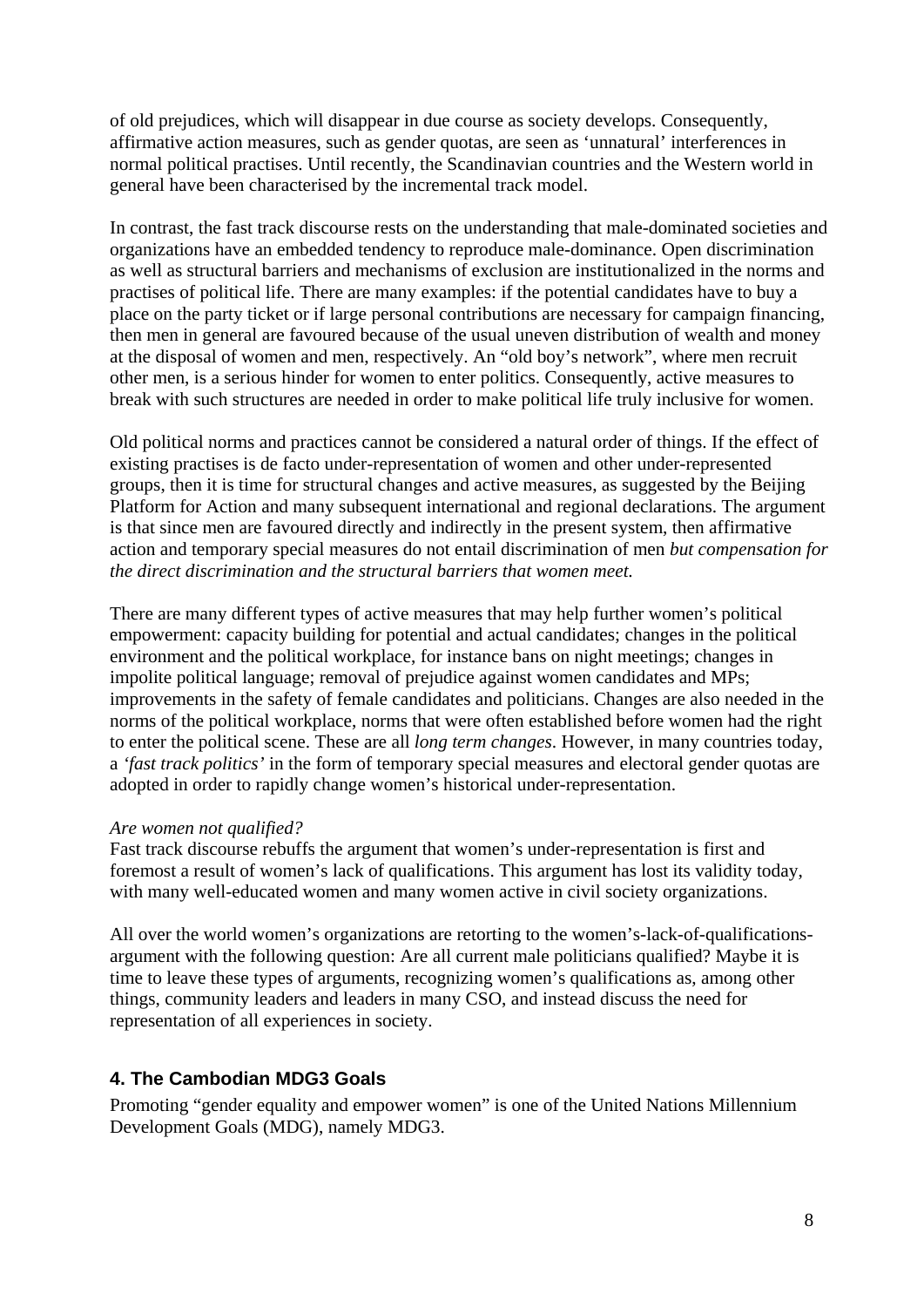of old prejudices, which will disappear in due course as society develops. Consequently, affirmative action measures, such as gender quotas, are seen as 'unnatural' interferences in normal political practises. Until recently, the Scandinavian countries and the Western world in general have been characterised by the incremental track model.

In contrast, the fast track discourse rests on the understanding that male-dominated societies and organizations have an embedded tendency to reproduce male-dominance. Open discrimination as well as structural barriers and mechanisms of exclusion are institutionalized in the norms and practises of political life. There are many examples: if the potential candidates have to buy a place on the party ticket or if large personal contributions are necessary for campaign financing, then men in general are favoured because of the usual uneven distribution of wealth and money at the disposal of women and men, respectively. An "old boy's network", where men recruit other men, is a serious hinder for women to enter politics. Consequently, active measures to break with such structures are needed in order to make political life truly inclusive for women.

Old political norms and practices cannot be considered a natural order of things. If the effect of existing practises is de facto under-representation of women and other under-represented groups, then it is time for structural changes and active measures, as suggested by the Beijing Platform for Action and many subsequent international and regional declarations. The argument is that since men are favoured directly and indirectly in the present system, then affirmative action and temporary special measures do not entail discrimination of men *but compensation for the direct discrimination and the structural barriers that women meet.*

There are many different types of active measures that may help further women's political empowerment: capacity building for potential and actual candidates; changes in the political environment and the political workplace, for instance bans on night meetings; changes in impolite political language; removal of prejudice against women candidates and MPs; improvements in the safety of female candidates and politicians. Changes are also needed in the norms of the political workplace, norms that were often established before women had the right to enter the political scene. These are all *long term changes*. However, in many countries today, a *'fast track politics'* in the form of temporary special measures and electoral gender quotas are adopted in order to rapidly change women's historical under-representation.

*Are women not qualified?*
Fast track discourse rebuffs the argument that women's under-representation is first and foremost a result of women's lack of qualifications. This argument has lost its validity today, with many well-educated women and many women active in civil society organizations.

All over the world women's organizations are retorting to the women's-lack-of-qualifications-argument with the following question: Are all current male politicians qualified? Maybe it is time to leave these types of arguments, recognizing women's qualifications as, among other things, community leaders and leaders in many CSO, and instead discuss the need for representation of all experiences in society.

## 4. The Cambodian MDG3 Goals

Promoting "gender equality and empower women" is one of the United Nations Millennium Development Goals (MDG), namely MDG3.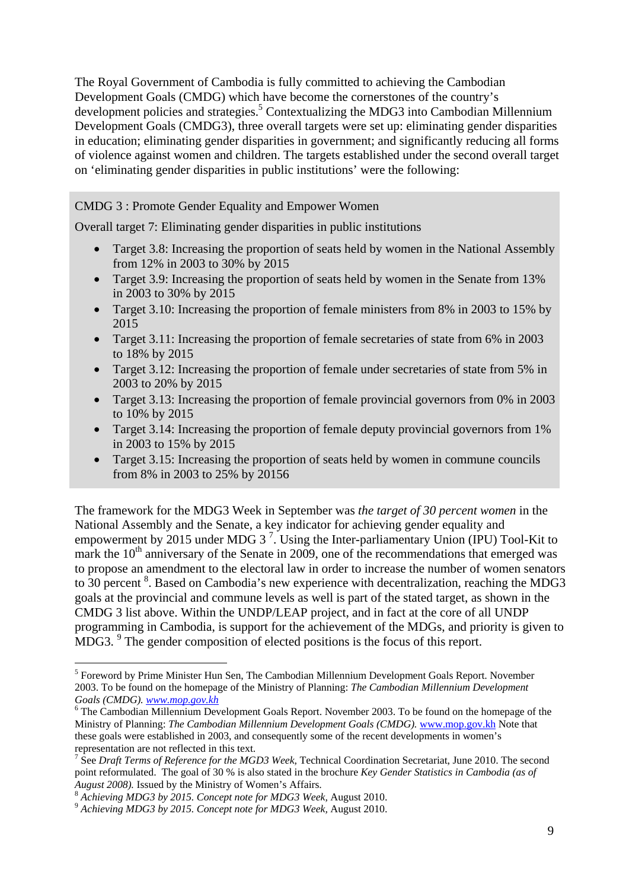The Royal Government of Cambodia is fully committed to achieving the Cambodian Development Goals (CMDG) which have become the cornerstones of the country's development policies and strategies.[5] Contextualizing the MDG3 into Cambodian Millennium Development Goals (CMDG3), three overall targets were set up: eliminating gender disparities in education; eliminating gender disparities in government; and significantly reducing all forms of violence against women and children. The targets established under the second overall target on 'eliminating gender disparities in public institutions' were the following:

> CMDG 3 : Promote Gender Equality and Empower Women
>
> Overall target 7: Eliminating gender disparities in public institutions
>
> - Target 3.8: Increasing the proportion of seats held by women in the National Assembly from 12% in 2003 to 30% by 2015
> - Target 3.9: Increasing the proportion of seats held by women in the Senate from 13% in 2003 to 30% by 2015
> - Target 3.10: Increasing the proportion of female ministers from 8% in 2003 to 15% by 2015
> - Target 3.11: Increasing the proportion of female secretaries of state from 6% in 2003 to 18% by 2015
> - Target 3.12: Increasing the proportion of female under secretaries of state from 5% in 2003 to 20% by 2015
> - Target 3.13: Increasing the proportion of female provincial governors from 0% in 2003 to 10% by 2015
> - Target 3.14: Increasing the proportion of female deputy provincial governors from 1% in 2003 to 15% by 2015
> - Target 3.15: Increasing the proportion of seats held by women in commune councils from 8% in 2003 to 25% by 2015[6]

The framework for the MDG3 Week in September was *the target of 30 percent women* in the National Assembly and the Senate, a key indicator for achieving gender equality and empowerment by 2015 under MDG 3 [7]. Using the Inter-parliamentary Union (IPU) Tool-Kit to mark the 10th anniversary of the Senate in 2009, one of the recommendations that emerged was to propose an amendment to the electoral law in order to increase the number of women senators to 30 percent [8]. Based on Cambodia's new experience with decentralization, reaching the MDG3 goals at the provincial and commune levels as well is part of the stated target, as shown in the CMDG 3 list above. Within the UNDP/LEAP project, and in fact at the core of all UNDP programming in Cambodia, is support for the achievement of the MDGs, and priority is given to MDG3. [9] The gender composition of elected positions is the focus of this report.

---

[5] Foreword by Prime Minister Hun Sen, The Cambodian Millennium Development Goals Report. November 2003. To be found on the homepage of the Ministry of Planning: *The Cambodian Millennium Development Goals (CMDG). www.mop.gov.kh*

[6] The Cambodian Millennium Development Goals Report. November 2003. To be found on the homepage of the Ministry of Planning: *The Cambodian Millennium Development Goals (CMDG).* www.mop.gov.kh Note that these goals were established in 2003, and consequently some of the recent developments in women's representation are not reflected in this text.

[7] See *Draft Terms of Reference for the MGD3 Week,* Technical Coordination Secretariat, June 2010. The second point reformulated. The goal of 30 % is also stated in the brochure *Key Gender Statistics in Cambodia (as of August 2008).* Issued by the Ministry of Women's Affairs.

[8] *Achieving MDG3 by 2015. Concept note for MDG3 Week,* August 2010.

[9] *Achieving MDG3 by 2015. Concept note for MDG3 Week,* August 2010.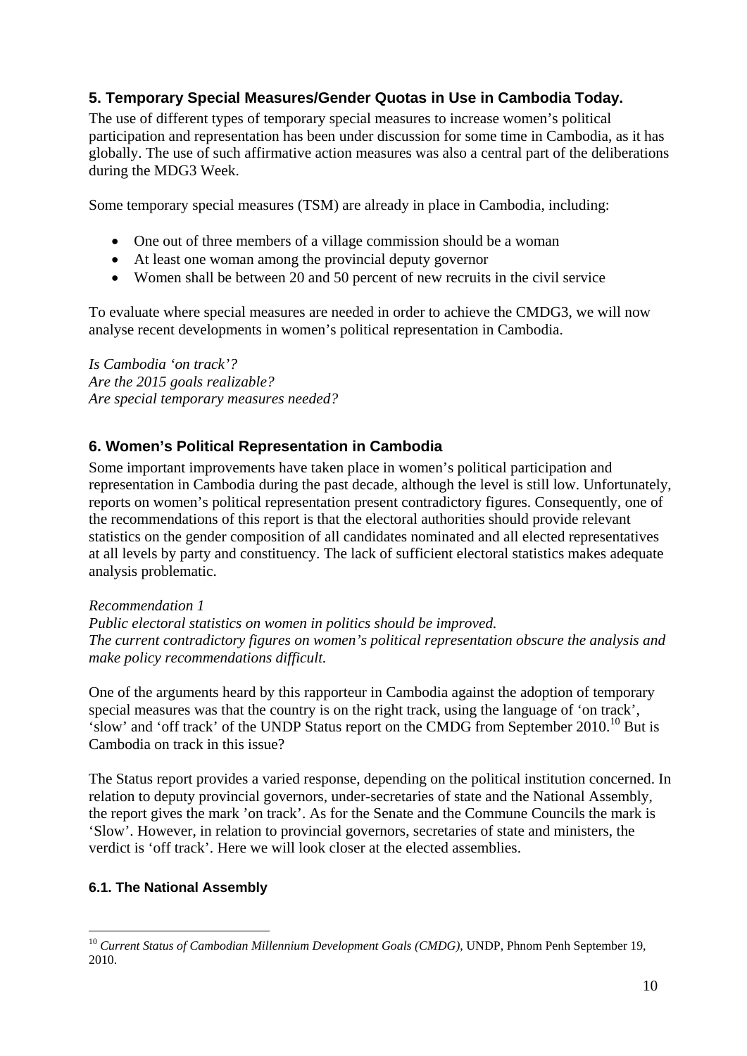## 5. Temporary Special Measures/Gender Quotas in Use in Cambodia Today.

The use of different types of temporary special measures to increase women's political participation and representation has been under discussion for some time in Cambodia, as it has globally. The use of such affirmative action measures was also a central part of the deliberations during the MDG3 Week.

Some temporary special measures (TSM) are already in place in Cambodia, including:

- One out of three members of a village commission should be a woman
- At least one woman among the provincial deputy governor
- Women shall be between 20 and 50 percent of new recruits in the civil service

To evaluate where special measures are needed in order to achieve the CMDG3, we will now analyse recent developments in women's political representation in Cambodia.

*Is Cambodia 'on track'?*
*Are the 2015 goals realizable?*
*Are special temporary measures needed?*

## 6. Women's Political Representation in Cambodia

Some important improvements have taken place in women's political participation and representation in Cambodia during the past decade, although the level is still low. Unfortunately, reports on women's political representation present contradictory figures. Consequently, one of the recommendations of this report is that the electoral authorities should provide relevant statistics on the gender composition of all candidates nominated and all elected representatives at all levels by party and constituency. The lack of sufficient electoral statistics makes adequate analysis problematic.

*Recommendation 1*
*Public electoral statistics on women in politics should be improved.*
*The current contradictory figures on women's political representation obscure the analysis and make policy recommendations difficult.*

One of the arguments heard by this rapporteur in Cambodia against the adoption of temporary special measures was that the country is on the right track, using the language of 'on track', 'slow' and 'off track' of the UNDP Status report on the CMDG from September 2010.[10] But is Cambodia on track in this issue?

The Status report provides a varied response, depending on the political institution concerned. In relation to deputy provincial governors, under-secretaries of state and the National Assembly, the report gives the mark 'on track'. As for the Senate and the Commune Councils the mark is 'Slow'. However, in relation to provincial governors, secretaries of state and ministers, the verdict is 'off track'. Here we will look closer at the elected assemblies.

### 6.1. The National Assembly

[10] *Current Status of Cambodian Millennium Development Goals (CMDG)*, UNDP, Phnom Penh September 19, 2010.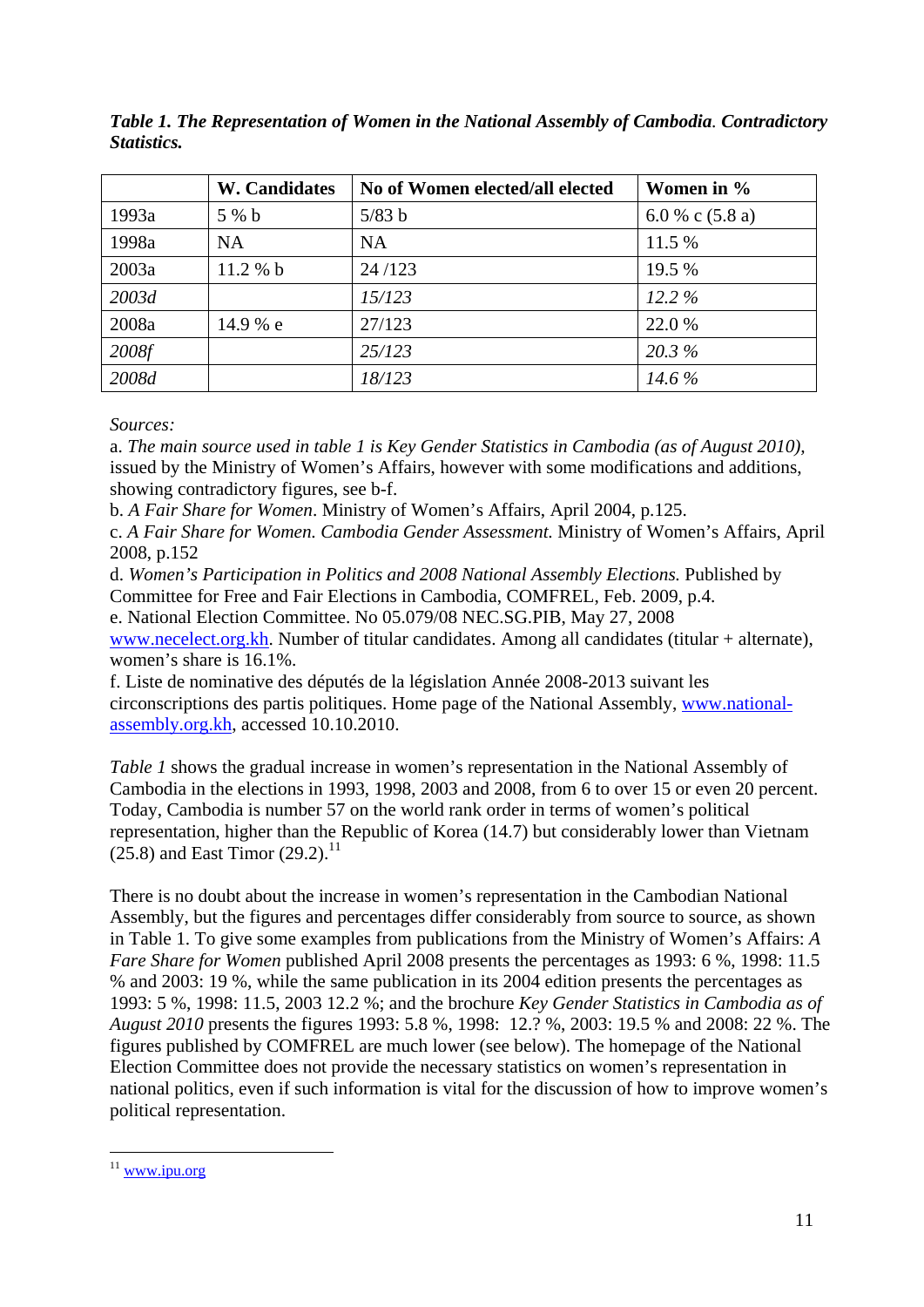*Table 1. The Representation of Women in the National Assembly of Cambodia. Contradictory Statistics.*

| | W. Candidates | No of Women elected/all elected | Women in % |
|---|---|---|---|
| 1993a | 5 % b | 5/83 b | 6.0 % c (5.8 a) |
| 1998a | NA | NA | 11.5 % |
| 2003a | 11.2 % b | 24 /123 | 19.5 % |
| *2003d* | | *15/123* | *12.2 %* |
| 2008a | 14.9 % e | 27/123 | 22.0 % |
| *2008f* | | *25/123* | *20.3 %* |
| *2008d* | | *18/123* | *14.6 %* |

*Sources:*

a. *The main source used in table 1 is Key Gender Statistics in Cambodia (as of August 2010)*, issued by the Ministry of Women's Affairs, however with some modifications and additions, showing contradictory figures, see b-f.

b. *A Fair Share for Women*. Ministry of Women's Affairs, April 2004, p.125.

c. *A Fair Share for Women. Cambodia Gender Assessment.* Ministry of Women's Affairs, April 2008, p.152

d. *Women's Participation in Politics and 2008 National Assembly Elections.* Published by Committee for Free and Fair Elections in Cambodia, COMFREL, Feb. 2009, p.4.

e. National Election Committee. No 05.079/08 NEC.SG.PIB, May 27, 2008 www.necelect.org.kh. Number of titular candidates. Among all candidates (titular + alternate), women's share is 16.1%.

f. Liste de nominative des députés de la législation Année 2008-2013 suivant les circonscriptions des partis politiques. Home page of the National Assembly, www.national-assembly.org.kh, accessed 10.10.2010.

*Table 1* shows the gradual increase in women's representation in the National Assembly of Cambodia in the elections in 1993, 1998, 2003 and 2008, from 6 to over 15 or even 20 percent. Today, Cambodia is number 57 on the world rank order in terms of women's political representation, higher than the Republic of Korea (14.7) but considerably lower than Vietnam (25.8) and East Timor (29.2).[11]

There is no doubt about the increase in women's representation in the Cambodian National Assembly, but the figures and percentages differ considerably from source to source, as shown in Table 1. To give some examples from publications from the Ministry of Women's Affairs: *A Fare Share for Women* published April 2008 presents the percentages as 1993: 6 %, 1998: 11.5 % and 2003: 19 %, while the same publication in its 2004 edition presents the percentages as 1993: 5 %, 1998: 11.5, 2003 12.2 %; and the brochure *Key Gender Statistics in Cambodia as of August 2010* presents the figures 1993: 5.8 %, 1998: 12.? %, 2003: 19.5 % and 2008: 22 %. The figures published by COMFREL are much lower (see below). The homepage of the National Election Committee does not provide the necessary statistics on women's representation in national politics, even if such information is vital for the discussion of how to improve women's political representation.

[11] www.ipu.org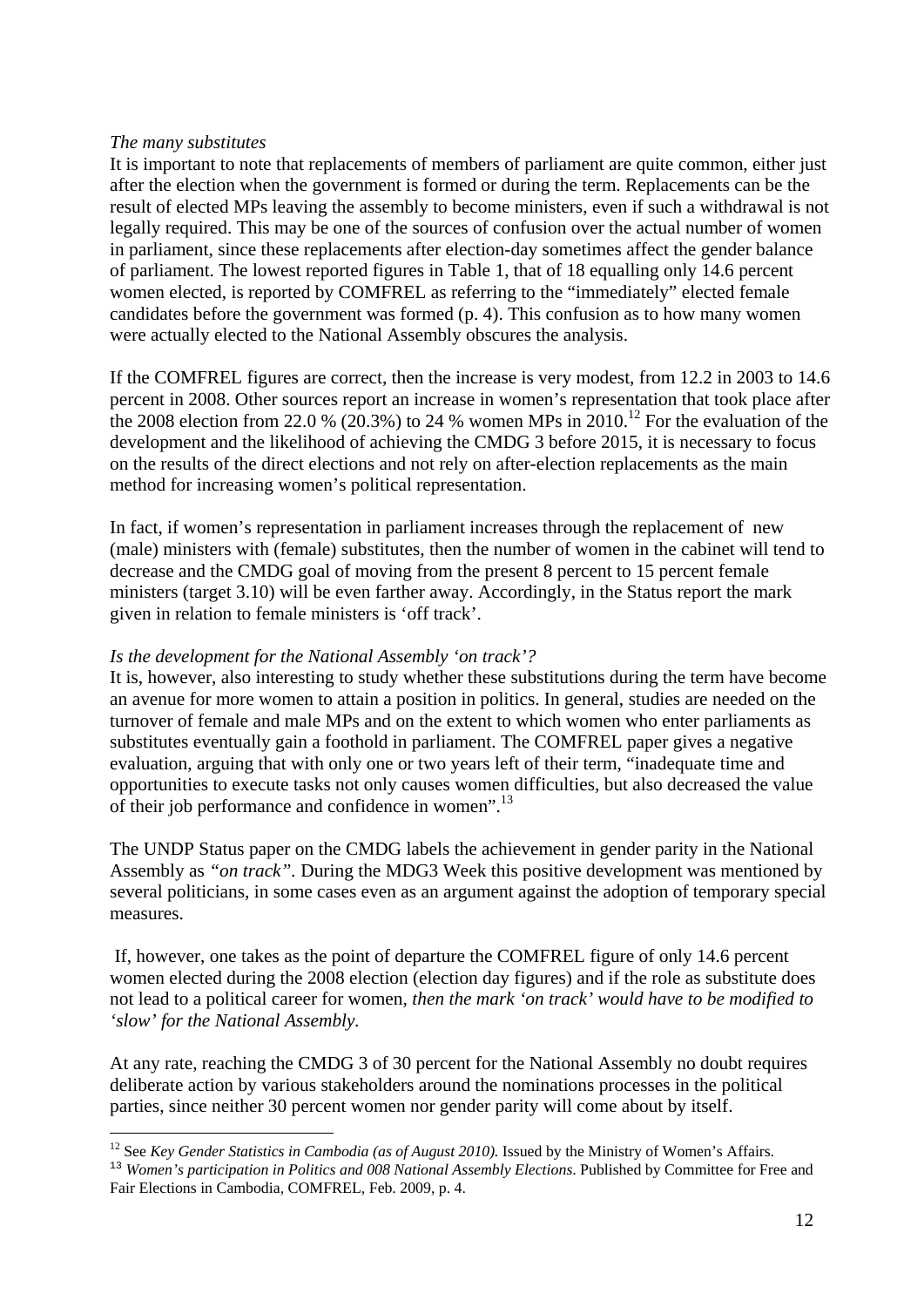*The many substitutes*

It is important to note that replacements of members of parliament are quite common, either just after the election when the government is formed or during the term. Replacements can be the result of elected MPs leaving the assembly to become ministers, even if such a withdrawal is not legally required. This may be one of the sources of confusion over the actual number of women in parliament, since these replacements after election-day sometimes affect the gender balance of parliament. The lowest reported figures in Table 1, that of 18 equalling only 14.6 percent women elected, is reported by COMFREL as referring to the "immediately" elected female candidates before the government was formed (p. 4). This confusion as to how many women were actually elected to the National Assembly obscures the analysis.

If the COMFREL figures are correct, then the increase is very modest, from 12.2 in 2003 to 14.6 percent in 2008. Other sources report an increase in women's representation that took place after the 2008 election from 22.0 % (20.3%) to 24 % women MPs in 2010.[12] For the evaluation of the development and the likelihood of achieving the CMDG 3 before 2015, it is necessary to focus on the results of the direct elections and not rely on after-election replacements as the main method for increasing women's political representation.

In fact, if women's representation in parliament increases through the replacement of new (male) ministers with (female) substitutes, then the number of women in the cabinet will tend to decrease and the CMDG goal of moving from the present 8 percent to 15 percent female ministers (target 3.10) will be even farther away. Accordingly, in the Status report the mark given in relation to female ministers is 'off track'.

*Is the development for the National Assembly 'on track'?*

It is, however, also interesting to study whether these substitutions during the term have become an avenue for more women to attain a position in politics. In general, studies are needed on the turnover of female and male MPs and on the extent to which women who enter parliaments as substitutes eventually gain a foothold in parliament. The COMFREL paper gives a negative evaluation, arguing that with only one or two years left of their term, "inadequate time and opportunities to execute tasks not only causes women difficulties, but also decreased the value of their job performance and confidence in women".[13]

The UNDP Status paper on the CMDG labels the achievement in gender parity in the National Assembly as *"on track"*. During the MDG3 Week this positive development was mentioned by several politicians, in some cases even as an argument against the adoption of temporary special measures.

If, however, one takes as the point of departure the COMFREL figure of only 14.6 percent women elected during the 2008 election (election day figures) and if the role as substitute does not lead to a political career for women, *then the mark 'on track' would have to be modified to 'slow' for the National Assembly.*

At any rate, reaching the CMDG 3 of 30 percent for the National Assembly no doubt requires deliberate action by various stakeholders around the nominations processes in the political parties, since neither 30 percent women nor gender parity will come about by itself.

---

[12] See *Key Gender Statistics in Cambodia (as of August 2010).* Issued by the Ministry of Women's Affairs.

[13] *Women's participation in Politics and 008 National Assembly Elections*. Published by Committee for Free and Fair Elections in Cambodia, COMFREL, Feb. 2009, p. 4.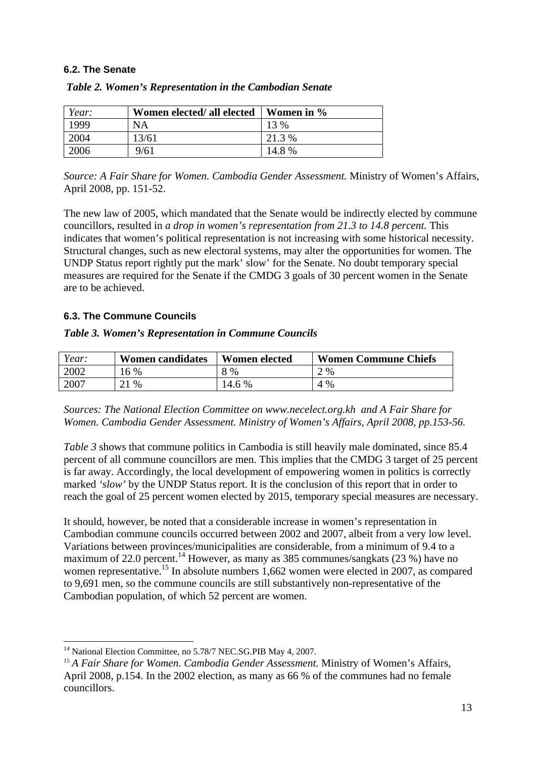### 6.2. The Senate

*Table 2. Women's Representation in the Cambodian Senate*

| *Year:* | **Women elected/ all elected** | **Women in %** |
|---|---|---|
| 1999 | NA | 13 % |
| 2004 | 13/61 | 21.3 % |
| 2006 | 9/61 | 14.8 % |

*Source: A Fair Share for Women. Cambodia Gender Assessment.* Ministry of Women's Affairs, April 2008, pp. 151-52.

The new law of 2005, which mandated that the Senate would be indirectly elected by commune councillors, resulted in *a drop in women's representation from 21.3 to 14.8 percent.* This indicates that women's political representation is not increasing with some historical necessity. Structural changes, such as new electoral systems, may alter the opportunities for women. The UNDP Status report rightly put the mark' slow' for the Senate. No doubt temporary special measures are required for the Senate if the CMDG 3 goals of 30 percent women in the Senate are to be achieved.

### 6.3. The Commune Councils

***Table 3. Women's Representation in Commune Councils***

| *Year:* | **Women candidates** | **Women elected** | **Women Commune Chiefs** |
|---|---|---|---|
| 2002 | 16 % | 8 % | 2 % |
| 2007 | 21 % | 14.6 % | 4 % |

*Sources: The National Election Committee on www.necelect.org.kh and A Fair Share for Women. Cambodia Gender Assessment. Ministry of Women's Affairs, April 2008, pp.153-56.*

*Table 3* shows that commune politics in Cambodia is still heavily male dominated, since 85.4 percent of all commune councillors are men. This implies that the CMDG 3 target of 25 percent is far away. Accordingly, the local development of empowering women in politics is correctly marked *'slow'* by the UNDP Status report. It is the conclusion of this report that in order to reach the goal of 25 percent women elected by 2015, temporary special measures are necessary.

It should, however, be noted that a considerable increase in women's representation in Cambodian commune councils occurred between 2002 and 2007, albeit from a very low level. Variations between provinces/municipalities are considerable, from a minimum of 9.4 to a maximum of 22.0 percent.[14] However, as many as 385 communes/sangkats (23 %) have no women representative.[15] In absolute numbers 1,662 women were elected in 2007, as compared to 9,691 men, so the commune councils are still substantively non-representative of the Cambodian population, of which 52 percent are women.

---

[14] National Election Committee, no 5.78/7 NEC.SG.PIB May 4, 2007.

[15] *A Fair Share for Women. Cambodia Gender Assessment.* Ministry of Women's Affairs, April 2008, p.154. In the 2002 election, as many as 66 % of the communes had no female councillors.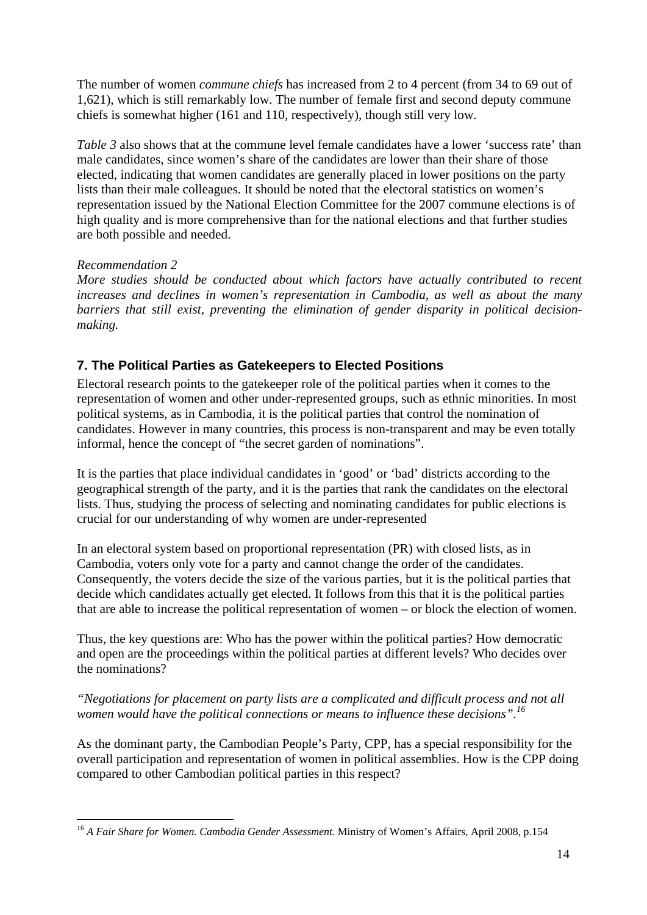The number of women *commune chiefs* has increased from 2 to 4 percent (from 34 to 69 out of 1,621), which is still remarkably low. The number of female first and second deputy commune chiefs is somewhat higher (161 and 110, respectively), though still very low.

*Table 3* also shows that at the commune level female candidates have a lower 'success rate' than male candidates, since women's share of the candidates are lower than their share of those elected, indicating that women candidates are generally placed in lower positions on the party lists than their male colleagues. It should be noted that the electoral statistics on women's representation issued by the National Election Committee for the 2007 commune elections is of high quality and is more comprehensive than for the national elections and that further studies are both possible and needed.

*Recommendation 2*

*More studies should be conducted about which factors have actually contributed to recent increases and declines in women's representation in Cambodia, as well as about the many barriers that still exist, preventing the elimination of gender disparity in political decision-making.*

## 7. The Political Parties as Gatekeepers to Elected Positions

Electoral research points to the gatekeeper role of the political parties when it comes to the representation of women and other under-represented groups, such as ethnic minorities. In most political systems, as in Cambodia, it is the political parties that control the nomination of candidates. However in many countries, this process is non-transparent and may be even totally informal, hence the concept of "the secret garden of nominations".

It is the parties that place individual candidates in 'good' or 'bad' districts according to the geographical strength of the party, and it is the parties that rank the candidates on the electoral lists. Thus, studying the process of selecting and nominating candidates for public elections is crucial for our understanding of why women are under-represented

In an electoral system based on proportional representation (PR) with closed lists, as in Cambodia, voters only vote for a party and cannot change the order of the candidates. Consequently, the voters decide the size of the various parties, but it is the political parties that decide which candidates actually get elected. It follows from this that it is the political parties that are able to increase the political representation of women – or block the election of women.

Thus, the key questions are: Who has the power within the political parties? How democratic and open are the proceedings within the political parties at different levels? Who decides over the nominations?

*"Negotiations for placement on party lists are a complicated and difficult process and not all women would have the political connections or means to influence these decisions".*[16]

As the dominant party, the Cambodian People's Party, CPP, has a special responsibility for the overall participation and representation of women in political assemblies. How is the CPP doing compared to other Cambodian political parties in this respect?

[16] *A Fair Share for Women. Cambodia Gender Assessment.* Ministry of Women's Affairs, April 2008, p.154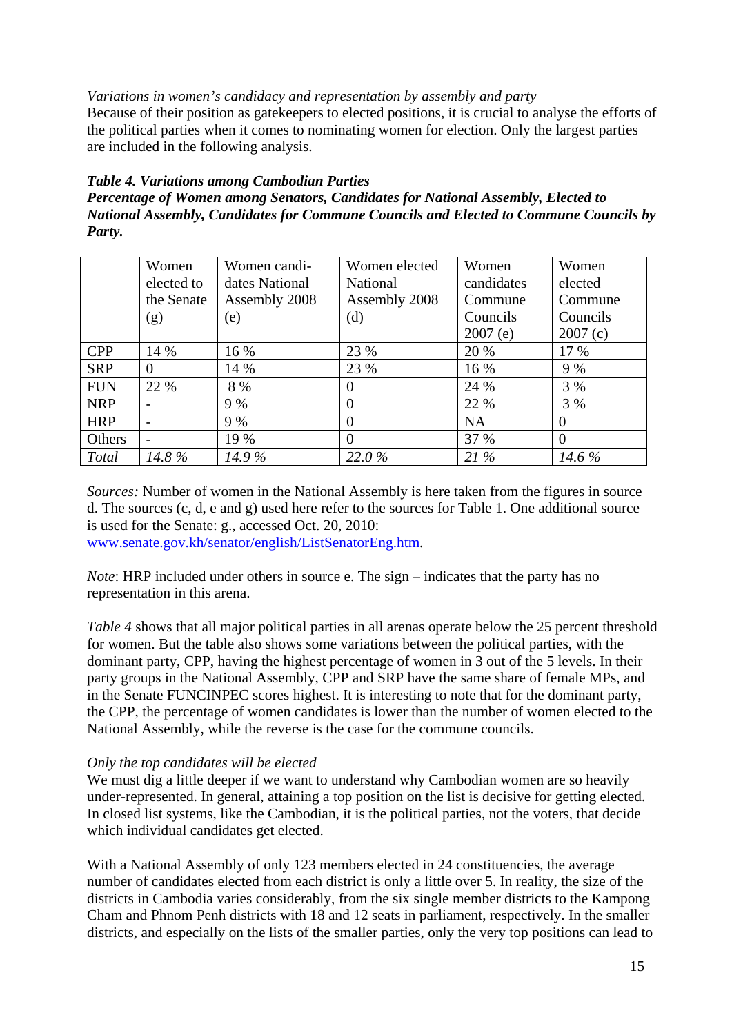*Variations in women's candidacy and representation by assembly and party*
Because of their position as gatekeepers to elected positions, it is crucial to analyse the efforts of the political parties when it comes to nominating women for election. Only the largest parties are included in the following analysis.

***Table 4. Variations among Cambodian Parties***
***Percentage of Women among Senators, Candidates for National Assembly, Elected to National Assembly, Candidates for Commune Councils and Elected to Commune Councils by Party.***

| | Women elected to the Senate (g) | Women candi-dates National Assembly 2008 (e) | Women elected National Assembly 2008 (d) | Women candidates Commune Councils 2007 (e) | Women elected Commune Councils 2007 (c) |
|---|---|---|---|---|---|
| CPP | 14 % | 16 % | 23 % | 20 % | 17 % |
| SRP | 0 | 14 % | 23 % | 16 % | 9 % |
| FUN | 22 % | 8 % | 0 | 24 % | 3 % |
| NRP | - | 9 % | 0 | 22 % | 3 % |
| HRP | - | 9 % | 0 | NA | 0 |
| Others | - | 19 % | 0 | 37 % | 0 |
| *Total* | *14.8 %* | *14.9 %* | *22.0 %* | *21 %* | *14.6 %* |

*Sources:* Number of women in the National Assembly is here taken from the figures in source d. The sources (c, d, e and g) used here refer to the sources for Table 1. One additional source is used for the Senate: g., accessed Oct. 20, 2010: www.senate.gov.kh/senator/english/ListSenatorEng.htm.

*Note*: HRP included under others in source e. The sign – indicates that the party has no representation in this arena.

*Table 4* shows that all major political parties in all arenas operate below the 25 percent threshold for women. But the table also shows some variations between the political parties, with the dominant party, CPP, having the highest percentage of women in 3 out of the 5 levels. In their party groups in the National Assembly, CPP and SRP have the same share of female MPs, and in the Senate FUNCINPEC scores highest. It is interesting to note that for the dominant party, the CPP, the percentage of women candidates is lower than the number of women elected to the National Assembly, while the reverse is the case for the commune councils.

*Only the top candidates will be elected*
We must dig a little deeper if we want to understand why Cambodian women are so heavily under-represented. In general, attaining a top position on the list is decisive for getting elected. In closed list systems, like the Cambodian, it is the political parties, not the voters, that decide which individual candidates get elected.

With a National Assembly of only 123 members elected in 24 constituencies, the average number of candidates elected from each district is only a little over 5. In reality, the size of the districts in Cambodia varies considerably, from the six single member districts to the Kampong Cham and Phnom Penh districts with 18 and 12 seats in parliament, respectively. In the smaller districts, and especially on the lists of the smaller parties, only the very top positions can lead to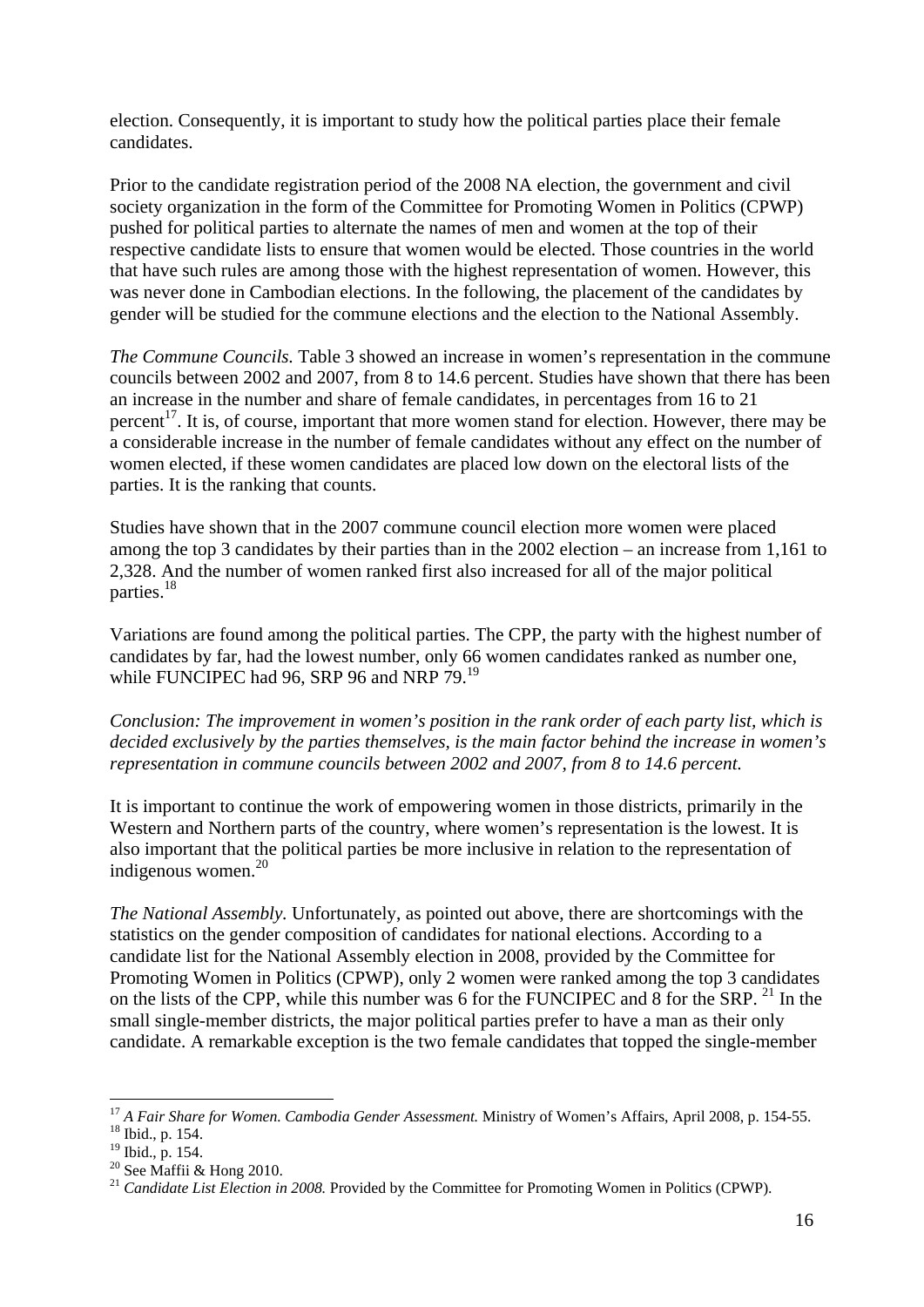election. Consequently, it is important to study how the political parties place their female candidates.

Prior to the candidate registration period of the 2008 NA election, the government and civil society organization in the form of the Committee for Promoting Women in Politics (CPWP) pushed for political parties to alternate the names of men and women at the top of their respective candidate lists to ensure that women would be elected. Those countries in the world that have such rules are among those with the highest representation of women. However, this was never done in Cambodian elections. In the following, the placement of the candidates by gender will be studied for the commune elections and the election to the National Assembly.

*The Commune Councils.* Table 3 showed an increase in women's representation in the commune councils between 2002 and 2007, from 8 to 14.6 percent. Studies have shown that there has been an increase in the number and share of female candidates, in percentages from 16 to 21 percent[17]. It is, of course, important that more women stand for election. However, there may be a considerable increase in the number of female candidates without any effect on the number of women elected, if these women candidates are placed low down on the electoral lists of the parties. It is the ranking that counts.

Studies have shown that in the 2007 commune council election more women were placed among the top 3 candidates by their parties than in the 2002 election – an increase from 1,161 to 2,328. And the number of women ranked first also increased for all of the major political parties.[18]

Variations are found among the political parties. The CPP, the party with the highest number of candidates by far, had the lowest number, only 66 women candidates ranked as number one, while FUNCIPEC had 96, SRP 96 and NRP 79.[19]

*Conclusion: The improvement in women's position in the rank order of each party list, which is decided exclusively by the parties themselves, is the main factor behind the increase in women's representation in commune councils between 2002 and 2007, from 8 to 14.6 percent.*

It is important to continue the work of empowering women in those districts, primarily in the Western and Northern parts of the country, where women's representation is the lowest. It is also important that the political parties be more inclusive in relation to the representation of indigenous women.[20]

*The National Assembly.* Unfortunately, as pointed out above, there are shortcomings with the statistics on the gender composition of candidates for national elections. According to a candidate list for the National Assembly election in 2008, provided by the Committee for Promoting Women in Politics (CPWP), only 2 women were ranked among the top 3 candidates on the lists of the CPP, while this number was 6 for the FUNCIPEC and 8 for the SRP. [21] In the small single-member districts, the major political parties prefer to have a man as their only candidate. A remarkable exception is the two female candidates that topped the single-member

---

[17] *A Fair Share for Women. Cambodia Gender Assessment.* Ministry of Women's Affairs, April 2008, p. 154-55.

[18] Ibid., p. 154.

[19] Ibid., p. 154.

[20] See Maffii & Hong 2010.

[21] *Candidate List Election in 2008.* Provided by the Committee for Promoting Women in Politics (CPWP).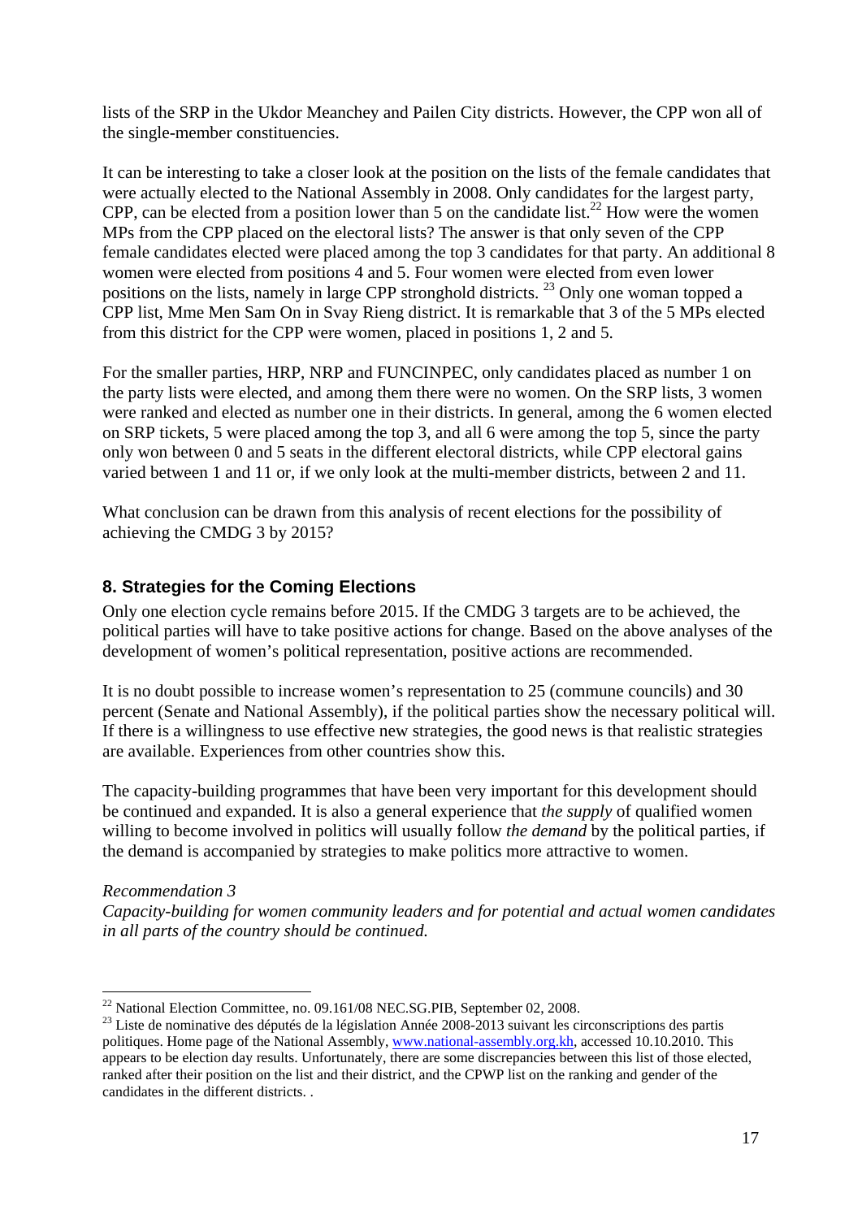lists of the SRP in the Ukdor Meanchey and Pailen City districts. However, the CPP won all of the single-member constituencies.

It can be interesting to take a closer look at the position on the lists of the female candidates that were actually elected to the National Assembly in 2008. Only candidates for the largest party, CPP, can be elected from a position lower than 5 on the candidate list.[22] How were the women MPs from the CPP placed on the electoral lists? The answer is that only seven of the CPP female candidates elected were placed among the top 3 candidates for that party. An additional 8 women were elected from positions 4 and 5. Four women were elected from even lower positions on the lists, namely in large CPP stronghold districts. [23] Only one woman topped a CPP list, Mme Men Sam On in Svay Rieng district. It is remarkable that 3 of the 5 MPs elected from this district for the CPP were women, placed in positions 1, 2 and 5.

For the smaller parties, HRP, NRP and FUNCINPEC, only candidates placed as number 1 on the party lists were elected, and among them there were no women. On the SRP lists, 3 women were ranked and elected as number one in their districts. In general, among the 6 women elected on SRP tickets, 5 were placed among the top 3, and all 6 were among the top 5, since the party only won between 0 and 5 seats in the different electoral districts, while CPP electoral gains varied between 1 and 11 or, if we only look at the multi-member districts, between 2 and 11.

What conclusion can be drawn from this analysis of recent elections for the possibility of achieving the CMDG 3 by 2015?

## 8. Strategies for the Coming Elections

Only one election cycle remains before 2015. If the CMDG 3 targets are to be achieved, the political parties will have to take positive actions for change. Based on the above analyses of the development of women's political representation, positive actions are recommended.

It is no doubt possible to increase women's representation to 25 (commune councils) and 30 percent (Senate and National Assembly), if the political parties show the necessary political will. If there is a willingness to use effective new strategies, the good news is that realistic strategies are available. Experiences from other countries show this.

The capacity-building programmes that have been very important for this development should be continued and expanded. It is also a general experience that *the supply* of qualified women willing to become involved in politics will usually follow *the demand* by the political parties, if the demand is accompanied by strategies to make politics more attractive to women.

*Recommendation 3*
*Capacity-building for women community leaders and for potential and actual women candidates in all parts of the country should be continued.*

---

[22] National Election Committee, no. 09.161/08 NEC.SG.PIB, September 02, 2008.

[23] Liste de nominative des députés de la législation Année 2008-2013 suivant les circonscriptions des partis politiques. Home page of the National Assembly, www.national-assembly.org.kh, accessed 10.10.2010. This appears to be election day results. Unfortunately, there are some discrepancies between this list of those elected, ranked after their position on the list and their district, and the CPWP list on the ranking and gender of the candidates in the different districts. .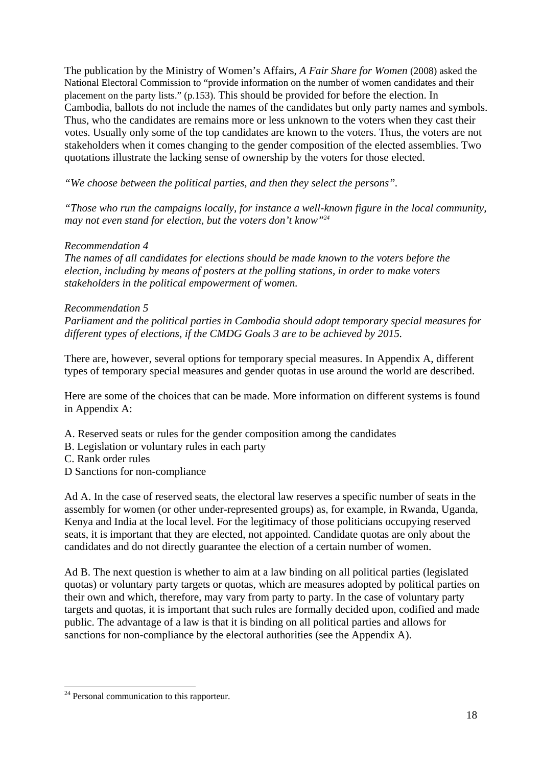The publication by the Ministry of Women's Affairs, *A Fair Share for Women* (2008) asked the National Electoral Commission to "provide information on the number of women candidates and their placement on the party lists." (p.153). This should be provided for before the election. In Cambodia, ballots do not include the names of the candidates but only party names and symbols. Thus, who the candidates are remains more or less unknown to the voters when they cast their votes. Usually only some of the top candidates are known to the voters. Thus, the voters are not stakeholders when it comes changing to the gender composition of the elected assemblies. Two quotations illustrate the lacking sense of ownership by the voters for those elected.

*"We choose between the political parties, and then they select the persons".*

*"Those who run the campaigns locally, for instance a well-known figure in the local community, may not even stand for election, but the voters don't know"*[24]

*Recommendation 4*
*The names of all candidates for elections should be made known to the voters before the election, including by means of posters at the polling stations, in order to make voters stakeholders in the political empowerment of women.*

*Recommendation 5*
*Parliament and the political parties in Cambodia should adopt temporary special measures for different types of elections, if the CMDG Goals 3 are to be achieved by 2015.*

There are, however, several options for temporary special measures. In Appendix A, different types of temporary special measures and gender quotas in use around the world are described.

Here are some of the choices that can be made. More information on different systems is found in Appendix A:

A. Reserved seats or rules for the gender composition among the candidates
B. Legislation or voluntary rules in each party
C. Rank order rules
D Sanctions for non-compliance

Ad A. In the case of reserved seats, the electoral law reserves a specific number of seats in the assembly for women (or other under-represented groups) as, for example, in Rwanda, Uganda, Kenya and India at the local level. For the legitimacy of those politicians occupying reserved seats, it is important that they are elected, not appointed. Candidate quotas are only about the candidates and do not directly guarantee the election of a certain number of women.

Ad B. The next question is whether to aim at a law binding on all political parties (legislated quotas) or voluntary party targets or quotas, which are measures adopted by political parties on their own and which, therefore, may vary from party to party. In the case of voluntary party targets and quotas, it is important that such rules are formally decided upon, codified and made public. The advantage of a law is that it is binding on all political parties and allows for sanctions for non-compliance by the electoral authorities (see the Appendix A).

[24] Personal communication to this rapporteur.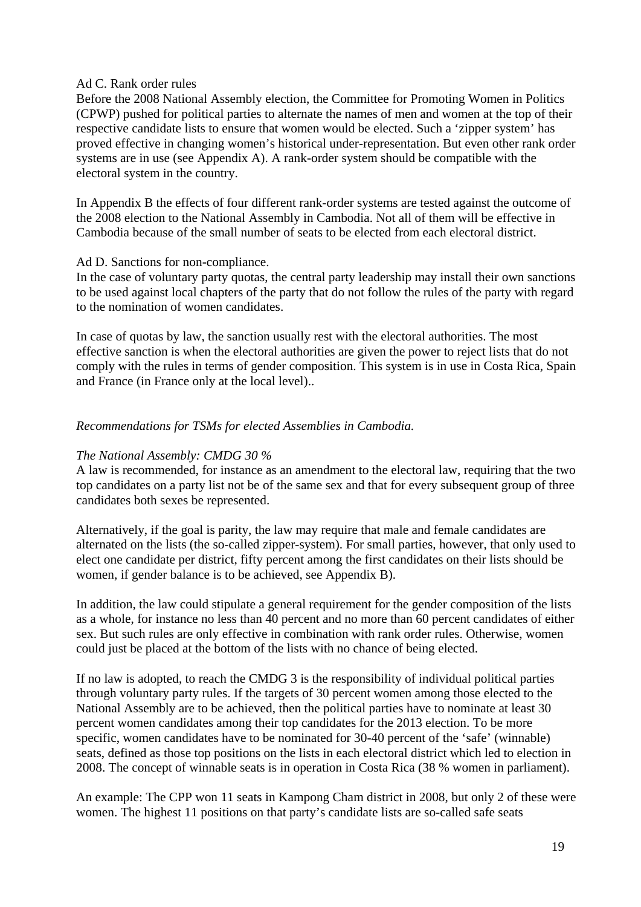Ad C. Rank order rules
Before the 2008 National Assembly election, the Committee for Promoting Women in Politics (CPWP) pushed for political parties to alternate the names of men and women at the top of their respective candidate lists to ensure that women would be elected. Such a 'zipper system' has proved effective in changing women's historical under-representation. But even other rank order systems are in use (see Appendix A). A rank-order system should be compatible with the electoral system in the country.

In Appendix B the effects of four different rank-order systems are tested against the outcome of the 2008 election to the National Assembly in Cambodia. Not all of them will be effective in Cambodia because of the small number of seats to be elected from each electoral district.

Ad D. Sanctions for non-compliance.
In the case of voluntary party quotas, the central party leadership may install their own sanctions to be used against local chapters of the party that do not follow the rules of the party with regard to the nomination of women candidates.

In case of quotas by law, the sanction usually rest with the electoral authorities. The most effective sanction is when the electoral authorities are given the power to reject lists that do not comply with the rules in terms of gender composition. This system is in use in Costa Rica, Spain and France (in France only at the local level)..

*Recommendations for TSMs for elected Assemblies in Cambodia.*

*The National Assembly: CMDG 30 %*
A law is recommended, for instance as an amendment to the electoral law, requiring that the two top candidates on a party list not be of the same sex and that for every subsequent group of three candidates both sexes be represented.

Alternatively, if the goal is parity, the law may require that male and female candidates are alternated on the lists (the so-called zipper-system). For small parties, however, that only used to elect one candidate per district, fifty percent among the first candidates on their lists should be women, if gender balance is to be achieved, see Appendix B).

In addition, the law could stipulate a general requirement for the gender composition of the lists as a whole, for instance no less than 40 percent and no more than 60 percent candidates of either sex. But such rules are only effective in combination with rank order rules. Otherwise, women could just be placed at the bottom of the lists with no chance of being elected.

If no law is adopted, to reach the CMDG 3 is the responsibility of individual political parties through voluntary party rules. If the targets of 30 percent women among those elected to the National Assembly are to be achieved, then the political parties have to nominate at least 30 percent women candidates among their top candidates for the 2013 election. To be more specific, women candidates have to be nominated for 30-40 percent of the 'safe' (winnable) seats, defined as those top positions on the lists in each electoral district which led to election in 2008. The concept of winnable seats is in operation in Costa Rica (38 % women in parliament).

An example: The CPP won 11 seats in Kampong Cham district in 2008, but only 2 of these were women. The highest 11 positions on that party's candidate lists are so-called safe seats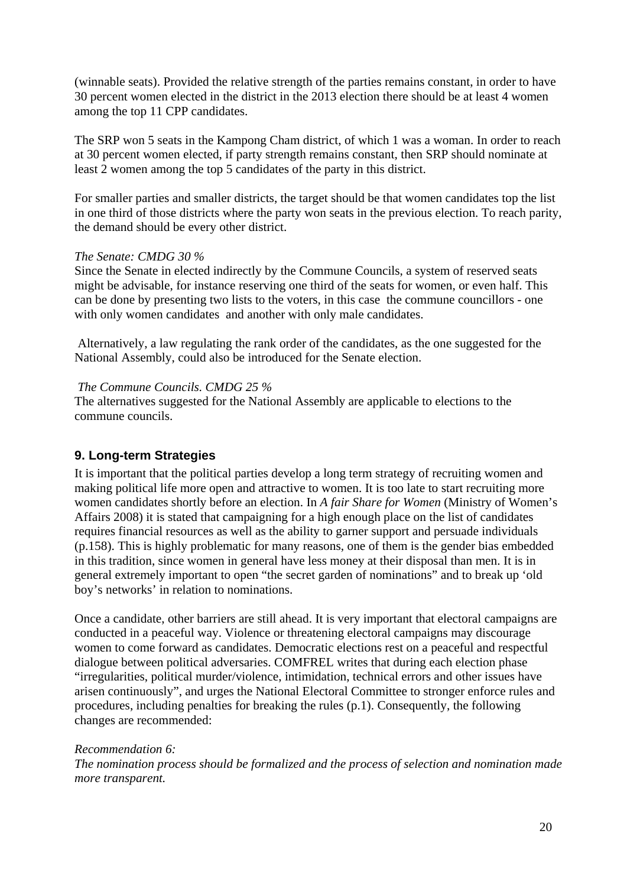(winnable seats). Provided the relative strength of the parties remains constant, in order to have 30 percent women elected in the district in the 2013 election there should be at least 4 women among the top 11 CPP candidates.

The SRP won 5 seats in the Kampong Cham district, of which 1 was a woman. In order to reach at 30 percent women elected, if party strength remains constant, then SRP should nominate at least 2 women among the top 5 candidates of the party in this district.

For smaller parties and smaller districts, the target should be that women candidates top the list in one third of those districts where the party won seats in the previous election. To reach parity, the demand should be every other district.

*The Senate: CMDG 30 %*
Since the Senate in elected indirectly by the Commune Councils, a system of reserved seats might be advisable, for instance reserving one third of the seats for women, or even half. This can be done by presenting two lists to the voters, in this case the commune councillors - one with only women candidates and another with only male candidates.

Alternatively, a law regulating the rank order of the candidates, as the one suggested for the National Assembly, could also be introduced for the Senate election.

*The Commune Councils. CMDG 25 %*
The alternatives suggested for the National Assembly are applicable to elections to the commune councils.

## 9. Long-term Strategies

It is important that the political parties develop a long term strategy of recruiting women and making political life more open and attractive to women. It is too late to start recruiting more women candidates shortly before an election. In *A fair Share for Women* (Ministry of Women's Affairs 2008) it is stated that campaigning for a high enough place on the list of candidates requires financial resources as well as the ability to garner support and persuade individuals (p.158). This is highly problematic for many reasons, one of them is the gender bias embedded in this tradition, since women in general have less money at their disposal than men. It is in general extremely important to open "the secret garden of nominations" and to break up 'old boy's networks' in relation to nominations.

Once a candidate, other barriers are still ahead. It is very important that electoral campaigns are conducted in a peaceful way. Violence or threatening electoral campaigns may discourage women to come forward as candidates. Democratic elections rest on a peaceful and respectful dialogue between political adversaries. COMFREL writes that during each election phase "irregularities, political murder/violence, intimidation, technical errors and other issues have arisen continuously", and urges the National Electoral Committee to stronger enforce rules and procedures, including penalties for breaking the rules (p.1). Consequently, the following changes are recommended:

*Recommendation 6:*
*The nomination process should be formalized and the process of selection and nomination made more transparent.*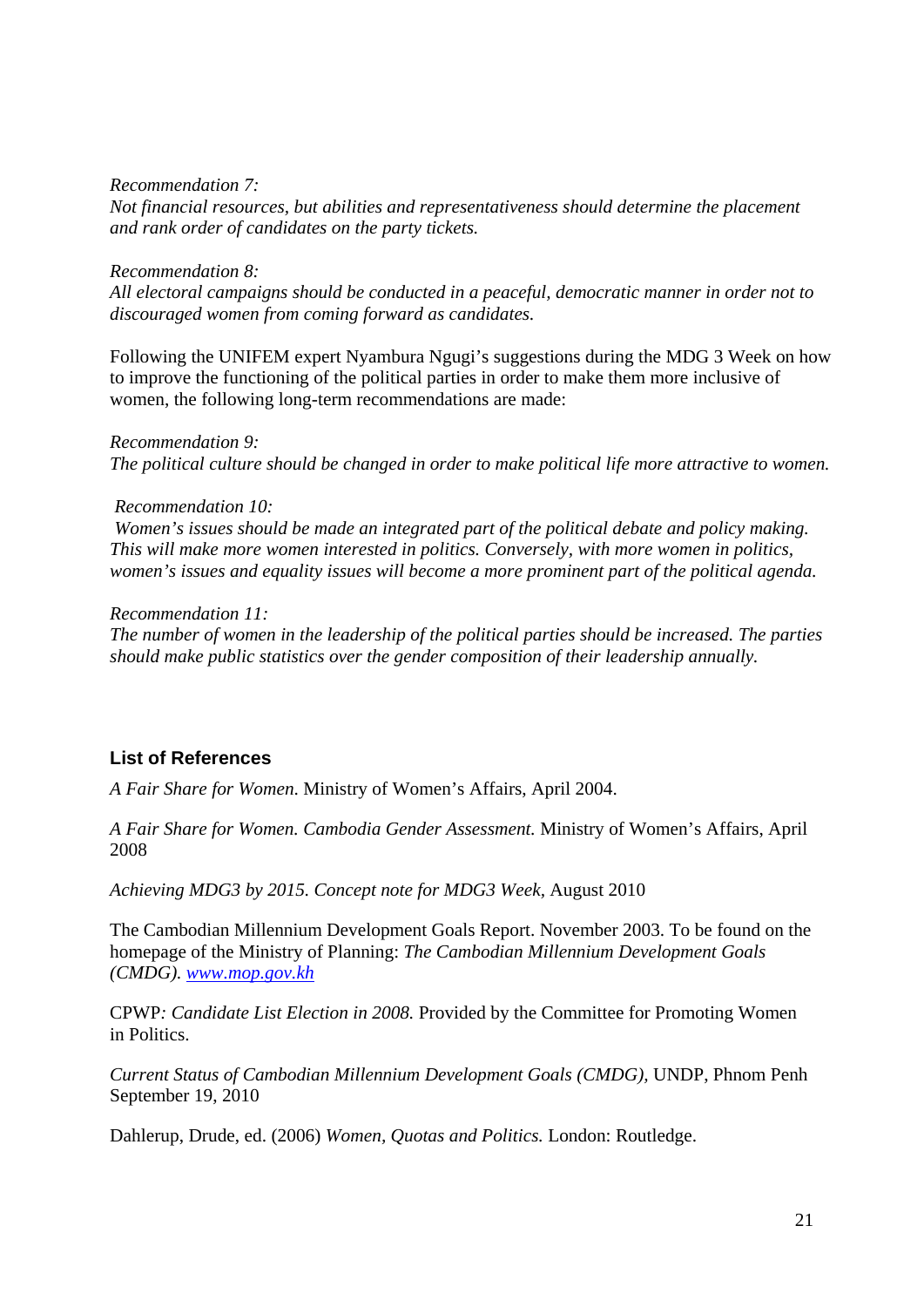*Recommendation 7:*
*Not financial resources, but abilities and representativeness should determine the placement and rank order of candidates on the party tickets.*

*Recommendation 8:*
*All electoral campaigns should be conducted in a peaceful, democratic manner in order not to discouraged women from coming forward as candidates.*

Following the UNIFEM expert Nyambura Ngugi's suggestions during the MDG 3 Week on how to improve the functioning of the political parties in order to make them more inclusive of women, the following long-term recommendations are made:

*Recommendation 9:*
*The political culture should be changed in order to make political life more attractive to women.*

*Recommendation 10:*
*Women's issues should be made an integrated part of the political debate and policy making. This will make more women interested in politics. Conversely, with more women in politics, women's issues and equality issues will become a more prominent part of the political agenda.*

*Recommendation 11:*
*The number of women in the leadership of the political parties should be increased. The parties should make public statistics over the gender composition of their leadership annually.*

### List of References

*A Fair Share for Women*. Ministry of Women's Affairs, April 2004.

*A Fair Share for Women. Cambodia Gender Assessment.* Ministry of Women's Affairs, April 2008

*Achieving MDG3 by 2015. Concept note for MDG3 Week,* August 2010

The Cambodian Millennium Development Goals Report. November 2003. To be found on the homepage of the Ministry of Planning: *The Cambodian Millennium Development Goals (CMDG).* [www.mop.gov.kh](www.mop.gov.kh)

CPWP*: Candidate List Election in 2008.* Provided by the Committee for Promoting Women in Politics.

*Current Status of Cambodian Millennium Development Goals (CMDG),* UNDP, Phnom Penh September 19, 2010

Dahlerup, Drude, ed. (2006) *Women, Quotas and Politics.* London: Routledge.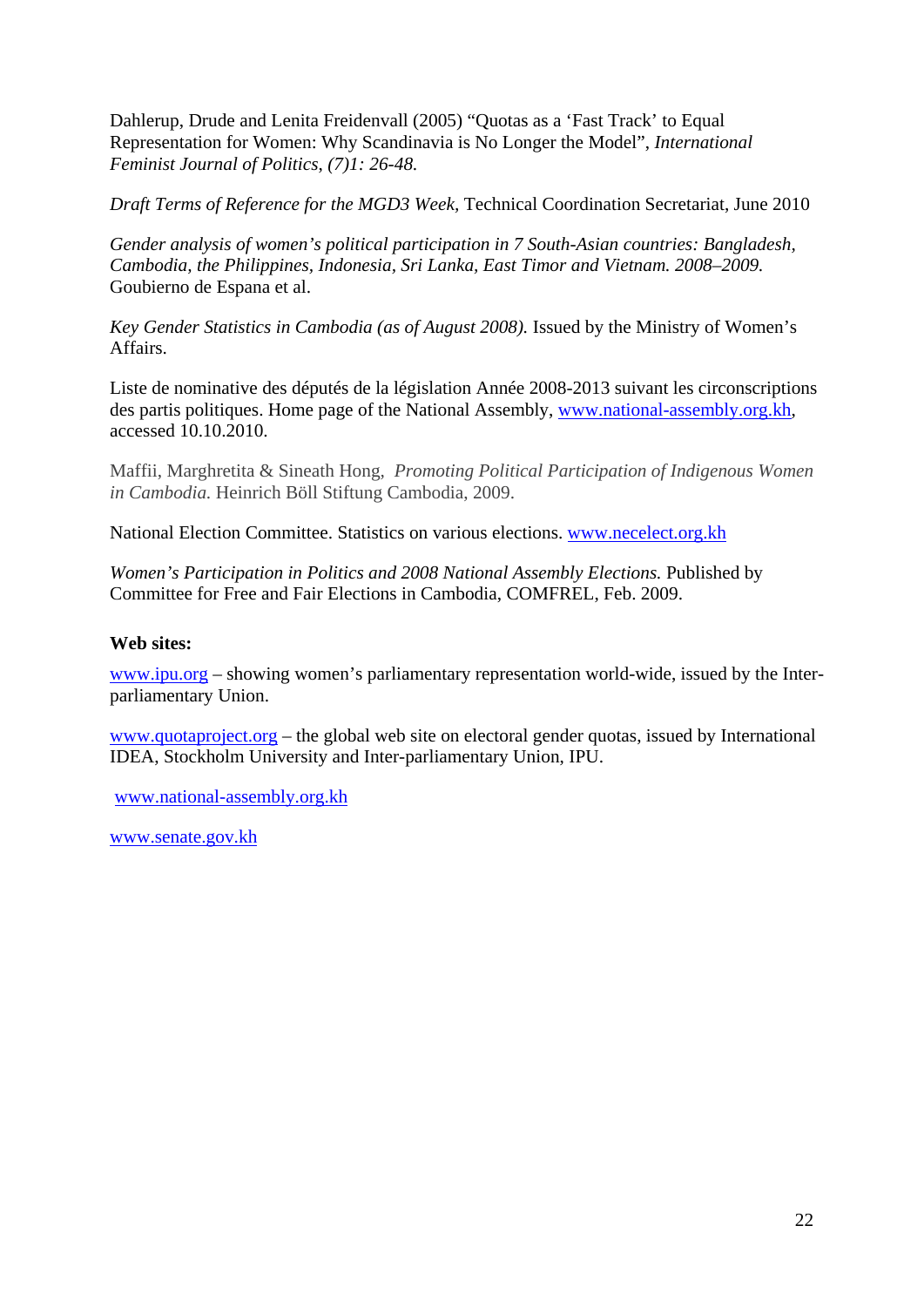Dahlerup, Drude and Lenita Freidenvall (2005) "Quotas as a 'Fast Track' to Equal Representation for Women: Why Scandinavia is No Longer the Model", *International Feminist Journal of Politics, (7)1: 26-48.*

*Draft Terms of Reference for the MGD3 Week,* Technical Coordination Secretariat, June 2010

*Gender analysis of women's political participation in 7 South-Asian countries: Bangladesh, Cambodia, the Philippines, Indonesia, Sri Lanka, East Timor and Vietnam. 2008–2009.* Goubierno de Espana et al.

*Key Gender Statistics in Cambodia (as of August 2008).* Issued by the Ministry of Women's Affairs.

Liste de nominative des députés de la législation Année 2008-2013 suivant les circonscriptions des partis politiques. Home page of the National Assembly, www.national-assembly.org.kh, accessed 10.10.2010.

Maffii, Marghretita & Sineath Hong, *Promoting Political Participation of Indigenous Women in Cambodia.* Heinrich Böll Stiftung Cambodia, 2009.

National Election Committee. Statistics on various elections. www.necelect.org.kh

*Women's Participation in Politics and 2008 National Assembly Elections.* Published by Committee for Free and Fair Elections in Cambodia, COMFREL, Feb. 2009.

**Web sites:**

www.ipu.org – showing women's parliamentary representation world-wide, issued by the Inter-parliamentary Union.

www.quotaproject.org – the global web site on electoral gender quotas, issued by International IDEA, Stockholm University and Inter-parliamentary Union, IPU.

www.national-assembly.org.kh

www.senate.gov.kh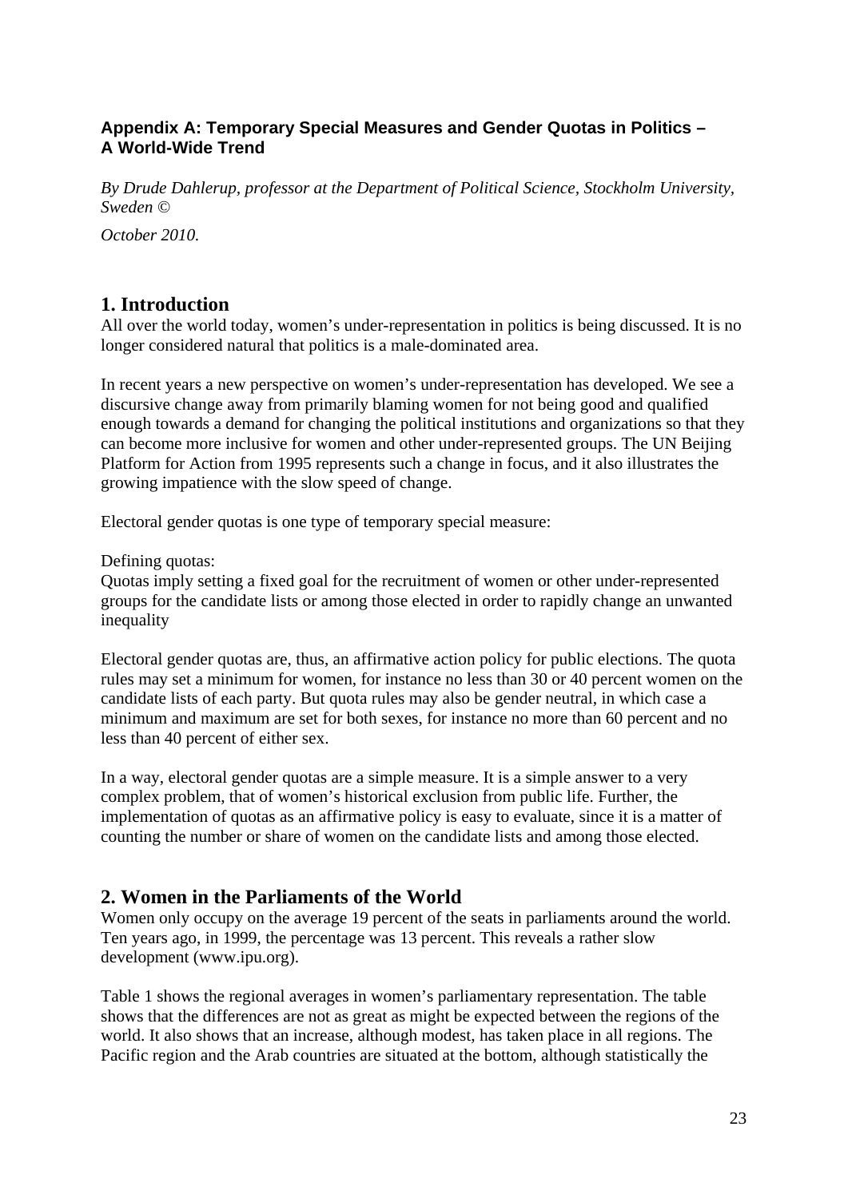### Appendix A: Temporary Special Measures and Gender Quotas in Politics – A World-Wide Trend

*By Drude Dahlerup, professor at the Department of Political Science, Stockholm University, Sweden ©*

*October 2010.*

## 1. Introduction

All over the world today, women's under-representation in politics is being discussed. It is no longer considered natural that politics is a male-dominated area.

In recent years a new perspective on women's under-representation has developed. We see a discursive change away from primarily blaming women for not being good and qualified enough towards a demand for changing the political institutions and organizations so that they can become more inclusive for women and other under-represented groups. The UN Beijing Platform for Action from 1995 represents such a change in focus, and it also illustrates the growing impatience with the slow speed of change.

Electoral gender quotas is one type of temporary special measure:

Defining quotas:
Quotas imply setting a fixed goal for the recruitment of women or other under-represented groups for the candidate lists or among those elected in order to rapidly change an unwanted inequality

Electoral gender quotas are, thus, an affirmative action policy for public elections. The quota rules may set a minimum for women, for instance no less than 30 or 40 percent women on the candidate lists of each party. But quota rules may also be gender neutral, in which case a minimum and maximum are set for both sexes, for instance no more than 60 percent and no less than 40 percent of either sex.

In a way, electoral gender quotas are a simple measure. It is a simple answer to a very complex problem, that of women's historical exclusion from public life. Further, the implementation of quotas as an affirmative policy is easy to evaluate, since it is a matter of counting the number or share of women on the candidate lists and among those elected.

## 2. Women in the Parliaments of the World

Women only occupy on the average 19 percent of the seats in parliaments around the world. Ten years ago, in 1999, the percentage was 13 percent. This reveals a rather slow development (www.ipu.org).

Table 1 shows the regional averages in women's parliamentary representation. The table shows that the differences are not as great as might be expected between the regions of the world. It also shows that an increase, although modest, has taken place in all regions. The Pacific region and the Arab countries are situated at the bottom, although statistically the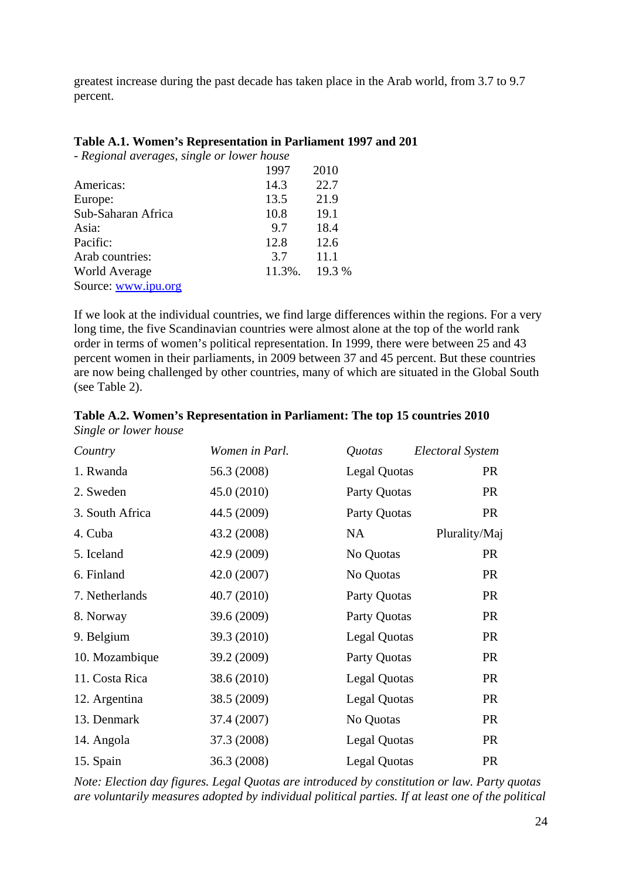greatest increase during the past decade has taken place in the Arab world, from 3.7 to 9.7 percent.

**Table A.1. Women's Representation in Parliament 1997 and 201**

*- Regional averages, single or lower house*

| | 1997 | 2010 |
|---|---|---|
| Americas: | 14.3 | 22.7 |
| Europe: | 13.5 | 21.9 |
| Sub-Saharan Africa | 10.8 | 19.1 |
| Asia: | 9.7 | 18.4 |
| Pacific: | 12.8 | 12.6 |
| Arab countries: | 3.7 | 11.1 |
| World Average | 11.3%. | 19.3 % |

Source: [www.ipu.org](http://www.ipu.org)

If we look at the individual countries, we find large differences within the regions. For a very long time, the five Scandinavian countries were almost alone at the top of the world rank order in terms of women's political representation. In 1999, there were between 25 and 43 percent women in their parliaments, in 2009 between 37 and 45 percent. But these countries are now being challenged by other countries, many of which are situated in the Global South (see Table 2).

**Table A.2. Women's Representation in Parliament: The top 15 countries 2010**

*Single or lower house*

| *Country* | *Women in Parl.* | *Quotas* | *Electoral System* |
|---|---|---|---|
| 1. Rwanda | 56.3 (2008) | Legal Quotas | PR |
| 2. Sweden | 45.0 (2010) | Party Quotas | PR |
| 3. South Africa | 44.5 (2009) | Party Quotas | PR |
| 4. Cuba | 43.2 (2008) | NA | Plurality/Maj |
| 5. Iceland | 42.9 (2009) | No Quotas | PR |
| 6. Finland | 42.0 (2007) | No Quotas | PR |
| 7. Netherlands | 40.7 (2010) | Party Quotas | PR |
| 8. Norway | 39.6 (2009) | Party Quotas | PR |
| 9. Belgium | 39.3 (2010) | Legal Quotas | PR |
| 10. Mozambique | 39.2 (2009) | Party Quotas | PR |
| 11. Costa Rica | 38.6 (2010) | Legal Quotas | PR |
| 12. Argentina | 38.5 (2009) | Legal Quotas | PR |
| 13. Denmark | 37.4 (2007) | No Quotas | PR |
| 14. Angola | 37.3 (2008) | Legal Quotas | PR |
| 15. Spain | 36.3 (2008) | Legal Quotas | PR |

*Note: Election day figures. Legal Quotas are introduced by constitution or law. Party quotas are voluntarily measures adopted by individual political parties. If at least one of the political*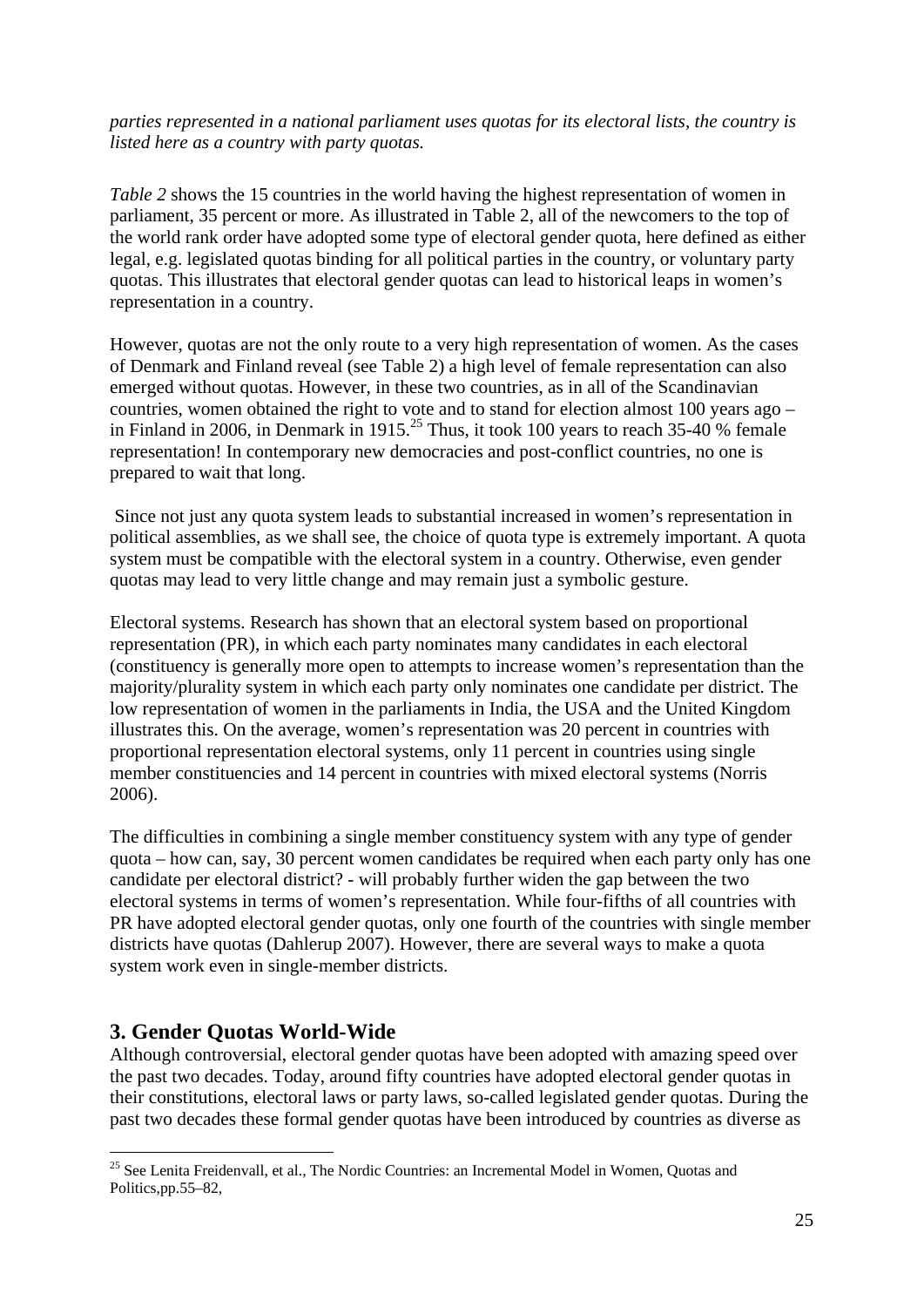*parties represented in a national parliament uses quotas for its electoral lists, the country is listed here as a country with party quotas.*

*Table 2* shows the 15 countries in the world having the highest representation of women in parliament, 35 percent or more. As illustrated in Table 2, all of the newcomers to the top of the world rank order have adopted some type of electoral gender quota, here defined as either legal, e.g. legislated quotas binding for all political parties in the country, or voluntary party quotas. This illustrates that electoral gender quotas can lead to historical leaps in women's representation in a country.

However, quotas are not the only route to a very high representation of women. As the cases of Denmark and Finland reveal (see Table 2) a high level of female representation can also emerged without quotas. However, in these two countries, as in all of the Scandinavian countries, women obtained the right to vote and to stand for election almost 100 years ago – in Finland in 2006, in Denmark in 1915.[25] Thus, it took 100 years to reach 35-40 % female representation! In contemporary new democracies and post-conflict countries, no one is prepared to wait that long.

Since not just any quota system leads to substantial increased in women's representation in political assemblies, as we shall see, the choice of quota type is extremely important. A quota system must be compatible with the electoral system in a country. Otherwise, even gender quotas may lead to very little change and may remain just a symbolic gesture.

Electoral systems. Research has shown that an electoral system based on proportional representation (PR), in which each party nominates many candidates in each electoral (constituency is generally more open to attempts to increase women's representation than the majority/plurality system in which each party only nominates one candidate per district. The low representation of women in the parliaments in India, the USA and the United Kingdom illustrates this. On the average, women's representation was 20 percent in countries with proportional representation electoral systems, only 11 percent in countries using single member constituencies and 14 percent in countries with mixed electoral systems (Norris 2006).

The difficulties in combining a single member constituency system with any type of gender quota – how can, say, 30 percent women candidates be required when each party only has one candidate per electoral district? - will probably further widen the gap between the two electoral systems in terms of women's representation. While four-fifths of all countries with PR have adopted electoral gender quotas, only one fourth of the countries with single member districts have quotas (Dahlerup 2007). However, there are several ways to make a quota system work even in single-member districts.

## 3. Gender Quotas World-Wide

Although controversial, electoral gender quotas have been adopted with amazing speed over the past two decades. Today, around fifty countries have adopted electoral gender quotas in their constitutions, electoral laws or party laws, so-called legislated gender quotas. During the past two decades these formal gender quotas have been introduced by countries as diverse as

[25] See Lenita Freidenvall, et al., The Nordic Countries: an Incremental Model in Women, Quotas and Politics,pp.55–82,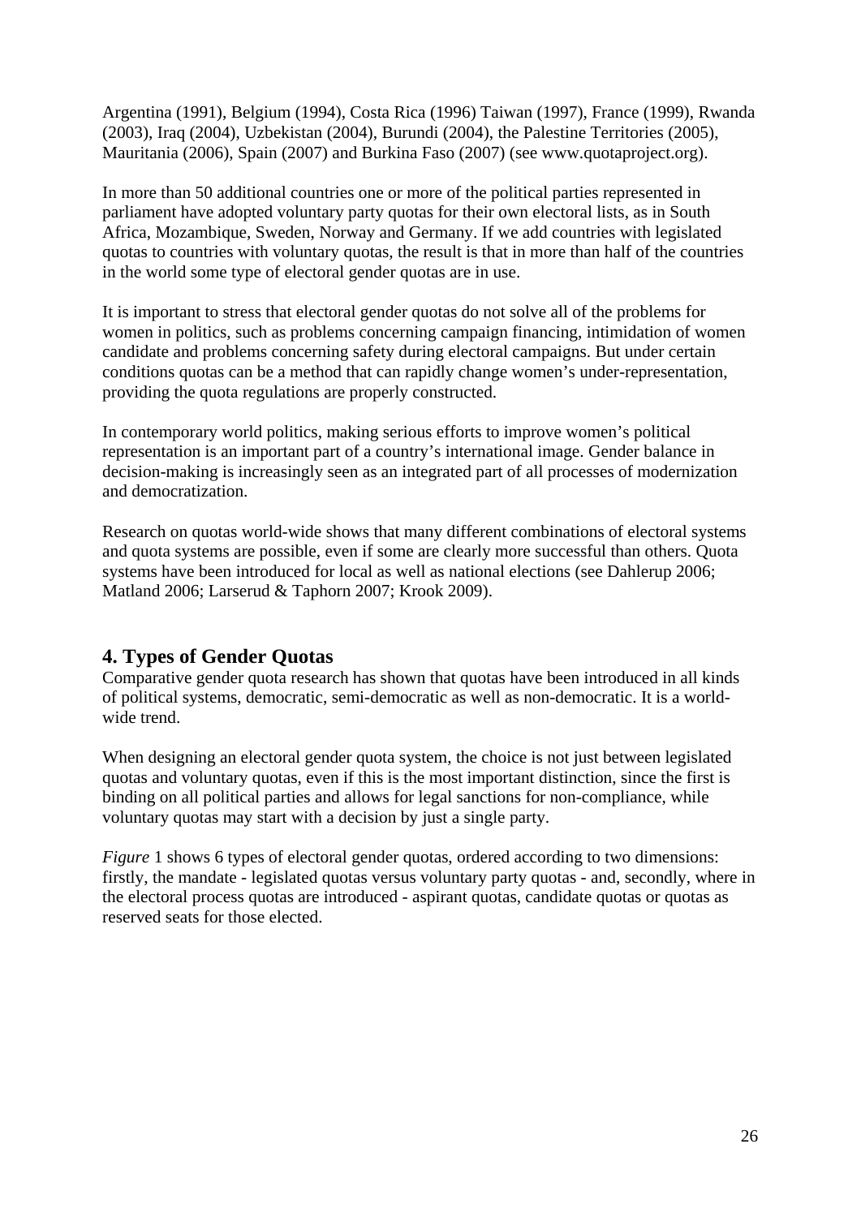Argentina (1991), Belgium (1994), Costa Rica (1996) Taiwan (1997), France (1999), Rwanda (2003), Iraq (2004), Uzbekistan (2004), Burundi (2004), the Palestine Territories (2005), Mauritania (2006), Spain (2007) and Burkina Faso (2007) (see www.quotaproject.org).

In more than 50 additional countries one or more of the political parties represented in parliament have adopted voluntary party quotas for their own electoral lists, as in South Africa, Mozambique, Sweden, Norway and Germany. If we add countries with legislated quotas to countries with voluntary quotas, the result is that in more than half of the countries in the world some type of electoral gender quotas are in use.

It is important to stress that electoral gender quotas do not solve all of the problems for women in politics, such as problems concerning campaign financing, intimidation of women candidate and problems concerning safety during electoral campaigns. But under certain conditions quotas can be a method that can rapidly change women's under-representation, providing the quota regulations are properly constructed.

In contemporary world politics, making serious efforts to improve women's political representation is an important part of a country's international image. Gender balance in decision-making is increasingly seen as an integrated part of all processes of modernization and democratization.

Research on quotas world-wide shows that many different combinations of electoral systems and quota systems are possible, even if some are clearly more successful than others. Quota systems have been introduced for local as well as national elections (see Dahlerup 2006; Matland 2006; Larserud & Taphorn 2007; Krook 2009).

## 4. Types of Gender Quotas

Comparative gender quota research has shown that quotas have been introduced in all kinds of political systems, democratic, semi-democratic as well as non-democratic. It is a world-wide trend.

When designing an electoral gender quota system, the choice is not just between legislated quotas and voluntary quotas, even if this is the most important distinction, since the first is binding on all political parties and allows for legal sanctions for non-compliance, while voluntary quotas may start with a decision by just a single party.

*Figure* 1 shows 6 types of electoral gender quotas, ordered according to two dimensions: firstly, the mandate - legislated quotas versus voluntary party quotas - and, secondly, where in the electoral process quotas are introduced - aspirant quotas, candidate quotas or quotas as reserved seats for those elected.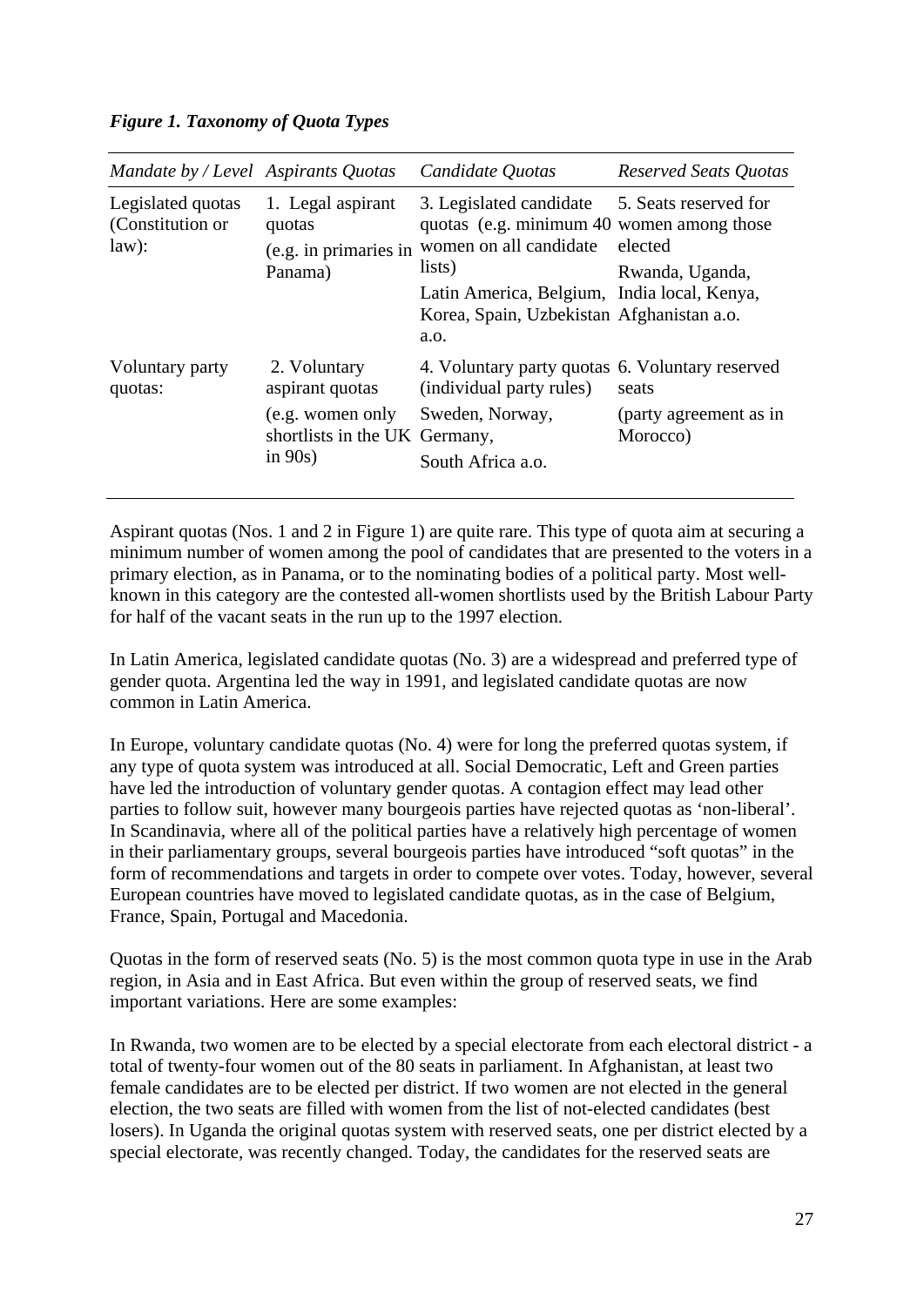***Figure 1. Taxonomy of Quota Types***

| *Mandate by / Level* | *Aspirants Quotas* | *Candidate Quotas* | *Reserved Seats Quotas* |
|---|---|---|---|
| Legislated quotas (Constitution or law): | 1. Legal aspirant quotas (e.g. in primaries in Panama) | 3. Legislated candidate quotas (e.g. minimum 40 women on all candidate lists) Latin America, Belgium, Korea, Spain, Uzbekistan a.o. | 5. Seats reserved for women among those elected Rwanda, Uganda, India local, Kenya, Afghanistan a.o. |
| Voluntary party quotas: | 2. Voluntary aspirant quotas (e.g. women only shortlists in the UK in 90s) | 4. Voluntary party quotas (individual party rules) Sweden, Norway, Germany, South Africa a.o. | 6. Voluntary reserved seats (party agreement as in Morocco) |

Aspirant quotas (Nos. 1 and 2 in Figure 1) are quite rare. This type of quota aim at securing a minimum number of women among the pool of candidates that are presented to the voters in a primary election, as in Panama, or to the nominating bodies of a political party. Most well-known in this category are the contested all-women shortlists used by the British Labour Party for half of the vacant seats in the run up to the 1997 election.

In Latin America, legislated candidate quotas (No. 3) are a widespread and preferred type of gender quota. Argentina led the way in 1991, and legislated candidate quotas are now common in Latin America.

In Europe, voluntary candidate quotas (No. 4) were for long the preferred quotas system, if any type of quota system was introduced at all. Social Democratic, Left and Green parties have led the introduction of voluntary gender quotas. A contagion effect may lead other parties to follow suit, however many bourgeois parties have rejected quotas as 'non-liberal'. In Scandinavia, where all of the political parties have a relatively high percentage of women in their parliamentary groups, several bourgeois parties have introduced "soft quotas" in the form of recommendations and targets in order to compete over votes. Today, however, several European countries have moved to legislated candidate quotas, as in the case of Belgium, France, Spain, Portugal and Macedonia.

Quotas in the form of reserved seats (No. 5) is the most common quota type in use in the Arab region, in Asia and in East Africa. But even within the group of reserved seats, we find important variations. Here are some examples:

In Rwanda, two women are to be elected by a special electorate from each electoral district - a total of twenty-four women out of the 80 seats in parliament. In Afghanistan, at least two female candidates are to be elected per district. If two women are not elected in the general election, the two seats are filled with women from the list of not-elected candidates (best losers). In Uganda the original quotas system with reserved seats, one per district elected by a special electorate, was recently changed. Today, the candidates for the reserved seats are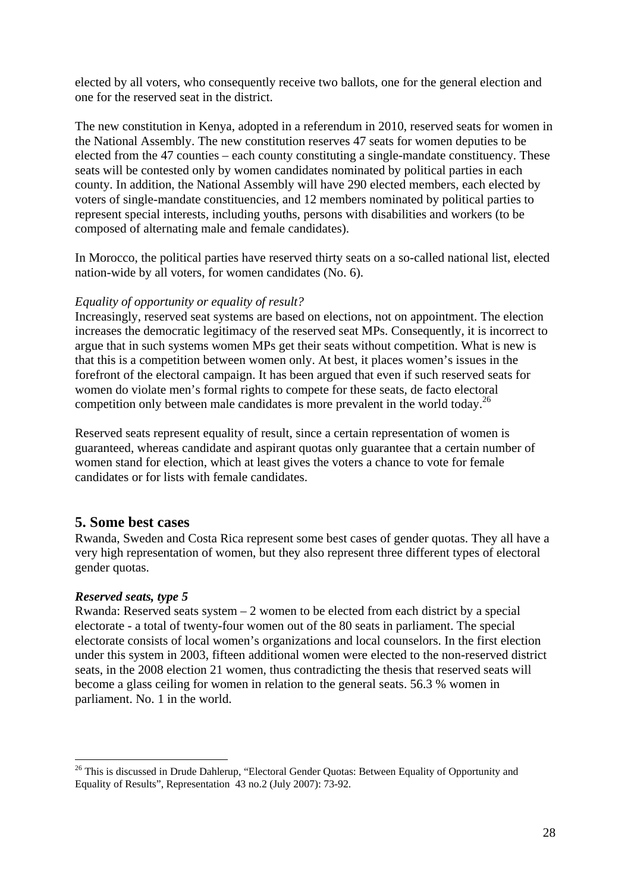elected by all voters, who consequently receive two ballots, one for the general election and one for the reserved seat in the district.

The new constitution in Kenya, adopted in a referendum in 2010, reserved seats for women in the National Assembly. The new constitution reserves 47 seats for women deputies to be elected from the 47 counties – each county constituting a single-mandate constituency. These seats will be contested only by women candidates nominated by political parties in each county. In addition, the National Assembly will have 290 elected members, each elected by voters of single-mandate constituencies, and 12 members nominated by political parties to represent special interests, including youths, persons with disabilities and workers (to be composed of alternating male and female candidates).

In Morocco, the political parties have reserved thirty seats on a so-called national list, elected nation-wide by all voters, for women candidates (No. 6).

*Equality of opportunity or equality of result?*

Increasingly, reserved seat systems are based on elections, not on appointment. The election increases the democratic legitimacy of the reserved seat MPs. Consequently, it is incorrect to argue that in such systems women MPs get their seats without competition. What is new is that this is a competition between women only. At best, it places women's issues in the forefront of the electoral campaign. It has been argued that even if such reserved seats for women do violate men's formal rights to compete for these seats, de facto electoral competition only between male candidates is more prevalent in the world today.[26]

Reserved seats represent equality of result, since a certain representation of women is guaranteed, whereas candidate and aspirant quotas only guarantee that a certain number of women stand for election, which at least gives the voters a chance to vote for female candidates or for lists with female candidates.

## 5. Some best cases

Rwanda, Sweden and Costa Rica represent some best cases of gender quotas. They all have a very high representation of women, but they also represent three different types of electoral gender quotas.

***Reserved seats, type 5***

Rwanda: Reserved seats system – 2 women to be elected from each district by a special electorate - a total of twenty-four women out of the 80 seats in parliament. The special electorate consists of local women's organizations and local counselors. In the first election under this system in 2003, fifteen additional women were elected to the non-reserved district seats, in the 2008 election 21 women, thus contradicting the thesis that reserved seats will become a glass ceiling for women in relation to the general seats. 56.3 % women in parliament. No. 1 in the world.

---

[26] This is discussed in Drude Dahlerup, "Electoral Gender Quotas: Between Equality of Opportunity and Equality of Results", Representation 43 no.2 (July 2007): 73-92.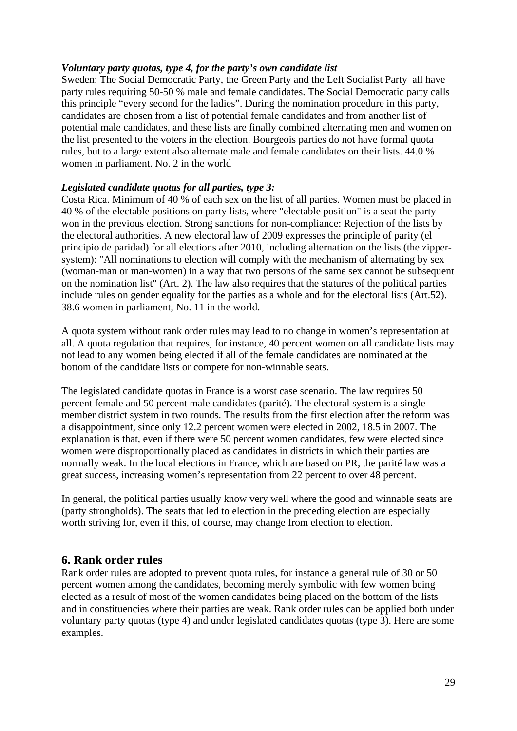***Voluntary party quotas, type 4, for the party's own candidate list***

Sweden: The Social Democratic Party, the Green Party and the Left Socialist Party all have party rules requiring 50-50 % male and female candidates. The Social Democratic party calls this principle "every second for the ladies". During the nomination procedure in this party, candidates are chosen from a list of potential female candidates and from another list of potential male candidates, and these lists are finally combined alternating men and women on the list presented to the voters in the election. Bourgeois parties do not have formal quota rules, but to a large extent also alternate male and female candidates on their lists. 44.0 % women in parliament. No. 2 in the world

***Legislated candidate quotas for all parties, type 3:***

Costa Rica. Minimum of 40 % of each sex on the list of all parties. Women must be placed in 40 % of the electable positions on party lists, where "electable position" is a seat the party won in the previous election. Strong sanctions for non-compliance: Rejection of the lists by the electoral authorities. A new electoral law of 2009 expresses the principle of parity (el principio de paridad) for all elections after 2010, including alternation on the lists (the zipper-system): "All nominations to election will comply with the mechanism of alternating by sex (woman-man or man-women) in a way that two persons of the same sex cannot be subsequent on the nomination list" (Art. 2). The law also requires that the statures of the political parties include rules on gender equality for the parties as a whole and for the electoral lists (Art.52). 38.6 women in parliament, No. 11 in the world.

A quota system without rank order rules may lead to no change in women's representation at all. A quota regulation that requires, for instance, 40 percent women on all candidate lists may not lead to any women being elected if all of the female candidates are nominated at the bottom of the candidate lists or compete for non-winnable seats.

The legislated candidate quotas in France is a worst case scenario. The law requires 50 percent female and 50 percent male candidates (parité). The electoral system is a single-member district system in two rounds. The results from the first election after the reform was a disappointment, since only 12.2 percent women were elected in 2002, 18.5 in 2007. The explanation is that, even if there were 50 percent women candidates, few were elected since women were disproportionally placed as candidates in districts in which their parties are normally weak. In the local elections in France, which are based on PR, the parité law was a great success, increasing women's representation from 22 percent to over 48 percent.

In general, the political parties usually know very well where the good and winnable seats are (party strongholds). The seats that led to election in the preceding election are especially worth striving for, even if this, of course, may change from election to election.

## 6. Rank order rules

Rank order rules are adopted to prevent quota rules, for instance a general rule of 30 or 50 percent women among the candidates, becoming merely symbolic with few women being elected as a result of most of the women candidates being placed on the bottom of the lists and in constituencies where their parties are weak. Rank order rules can be applied both under voluntary party quotas (type 4) and under legislated candidates quotas (type 3). Here are some examples.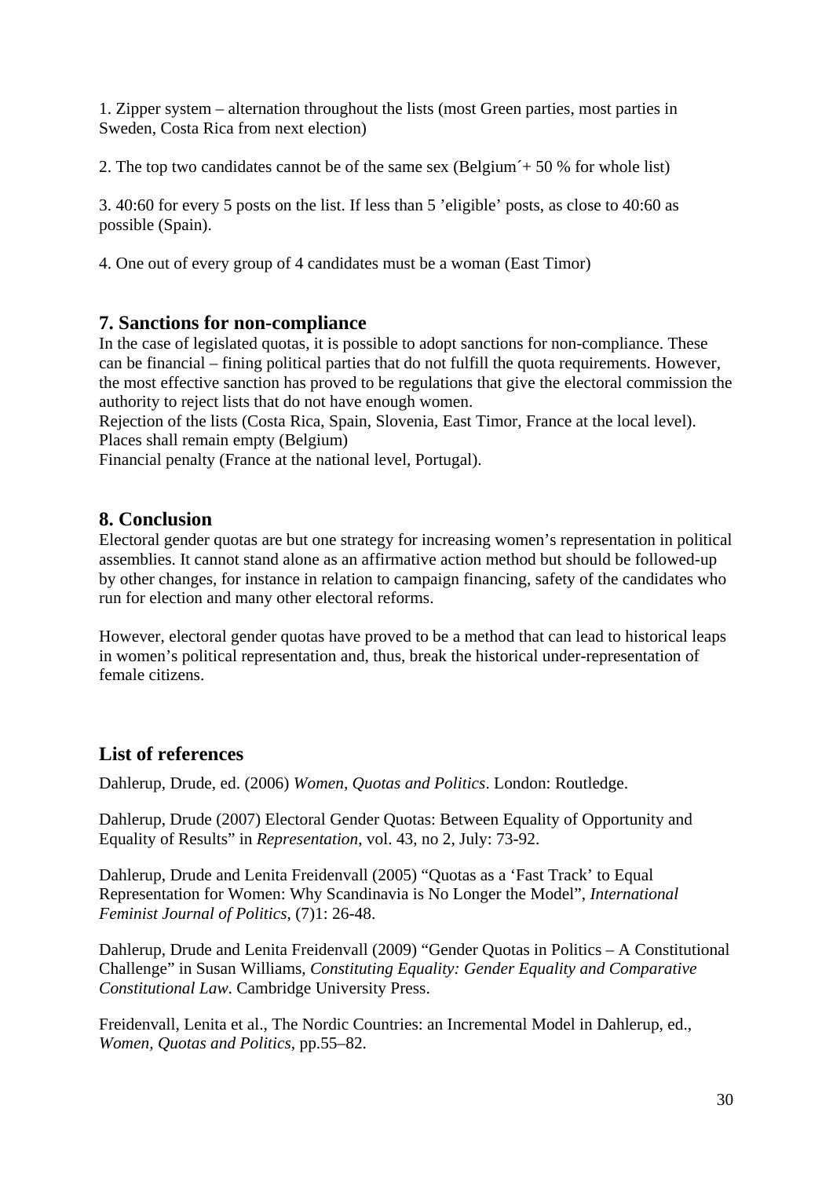1. Zipper system – alternation throughout the lists (most Green parties, most parties in Sweden, Costa Rica from next election)

2. The top two candidates cannot be of the same sex (Belgium´+ 50 % for whole list)

3. 40:60 for every 5 posts on the list. If less than 5 'eligible' posts, as close to 40:60 as possible (Spain).

4. One out of every group of 4 candidates must be a woman (East Timor)

## 7. Sanctions for non-compliance

In the case of legislated quotas, it is possible to adopt sanctions for non-compliance. These can be financial – fining political parties that do not fulfill the quota requirements. However, the most effective sanction has proved to be regulations that give the electoral commission the authority to reject lists that do not have enough women.
Rejection of the lists (Costa Rica, Spain, Slovenia, East Timor, France at the local level).
Places shall remain empty (Belgium)
Financial penalty (France at the national level, Portugal).

## 8. Conclusion

Electoral gender quotas are but one strategy for increasing women's representation in political assemblies. It cannot stand alone as an affirmative action method but should be followed-up by other changes, for instance in relation to campaign financing, safety of the candidates who run for election and many other electoral reforms.

However, electoral gender quotas have proved to be a method that can lead to historical leaps in women's political representation and, thus, break the historical under-representation of female citizens.

## List of references

Dahlerup, Drude, ed. (2006) *Women, Quotas and Politics*. London: Routledge.

Dahlerup, Drude (2007) Electoral Gender Quotas: Between Equality of Opportunity and Equality of Results" in *Representation*, vol. 43, no 2, July: 73-92.

Dahlerup, Drude and Lenita Freidenvall (2005) "Quotas as a 'Fast Track' to Equal Representation for Women: Why Scandinavia is No Longer the Model", *International Feminist Journal of Politics*, (7)1: 26-48.

Dahlerup, Drude and Lenita Freidenvall (2009) "Gender Quotas in Politics – A Constitutional Challenge" in Susan Williams, *Constituting Equality: Gender Equality and Comparative Constitutional Law*. Cambridge University Press.

Freidenvall, Lenita et al., The Nordic Countries: an Incremental Model in Dahlerup, ed., *Women, Quotas and Politics*, pp.55–82.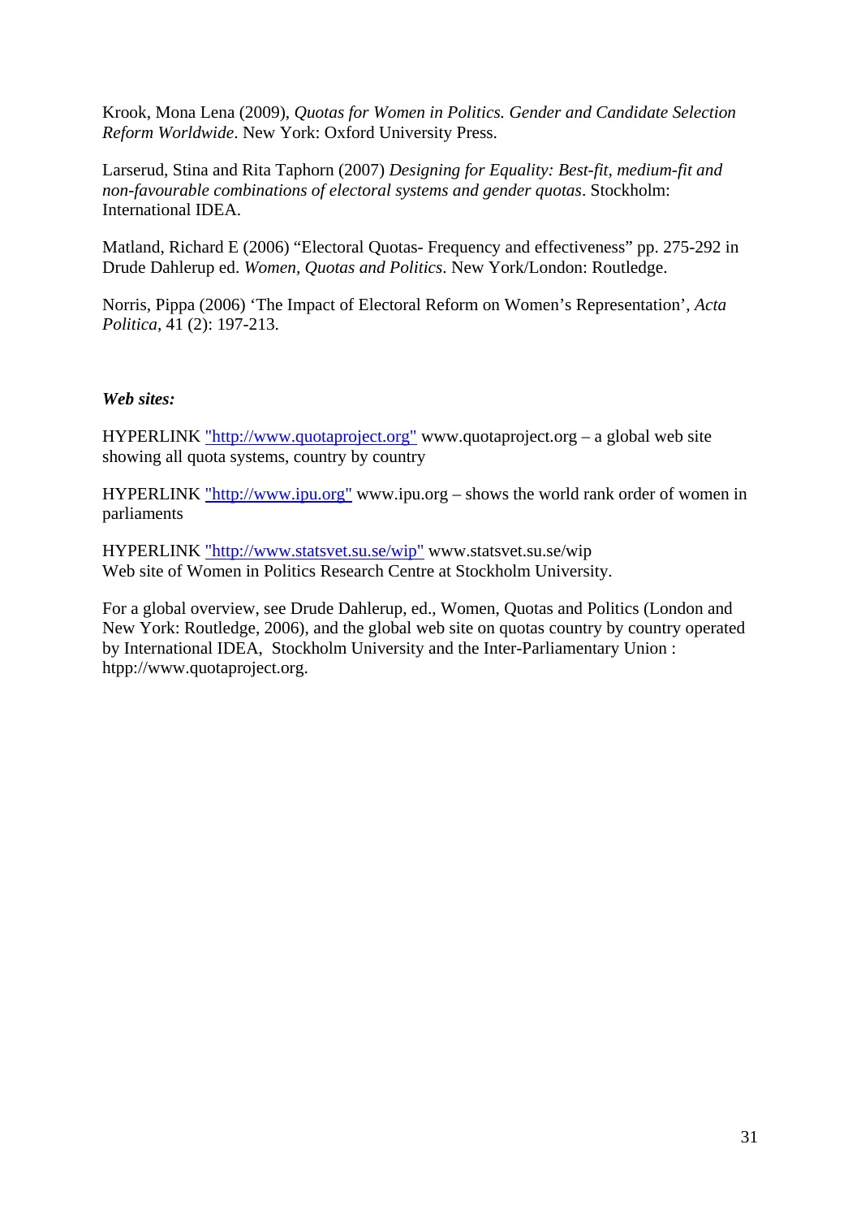Krook, Mona Lena (2009), *Quotas for Women in Politics. Gender and Candidate Selection Reform Worldwide*. New York: Oxford University Press.

Larserud, Stina and Rita Taphorn (2007) *Designing for Equality: Best-fit, medium-fit and non-favourable combinations of electoral systems and gender quotas*. Stockholm: International IDEA.

Matland, Richard E (2006) "Electoral Quotas- Frequency and effectiveness" pp. 275-292 in Drude Dahlerup ed. *Women, Quotas and Politics*. New York/London: Routledge.

Norris, Pippa (2006) 'The Impact of Electoral Reform on Women's Representation', *Acta Politica*, 41 (2): 197-213.

***Web sites:***

HYPERLINK "http://www.quotaproject.org" www.quotaproject.org – a global web site showing all quota systems, country by country

HYPERLINK "http://www.ipu.org" www.ipu.org – shows the world rank order of women in parliaments

HYPERLINK "http://www.statsvet.su.se/wip" www.statsvet.su.se/wip
Web site of Women in Politics Research Centre at Stockholm University.

For a global overview, see Drude Dahlerup, ed., Women, Quotas and Politics (London and New York: Routledge, 2006), and the global web site on quotas country by country operated by International IDEA, Stockholm University and the Inter-Parliamentary Union : htpp://www.quotaproject.org.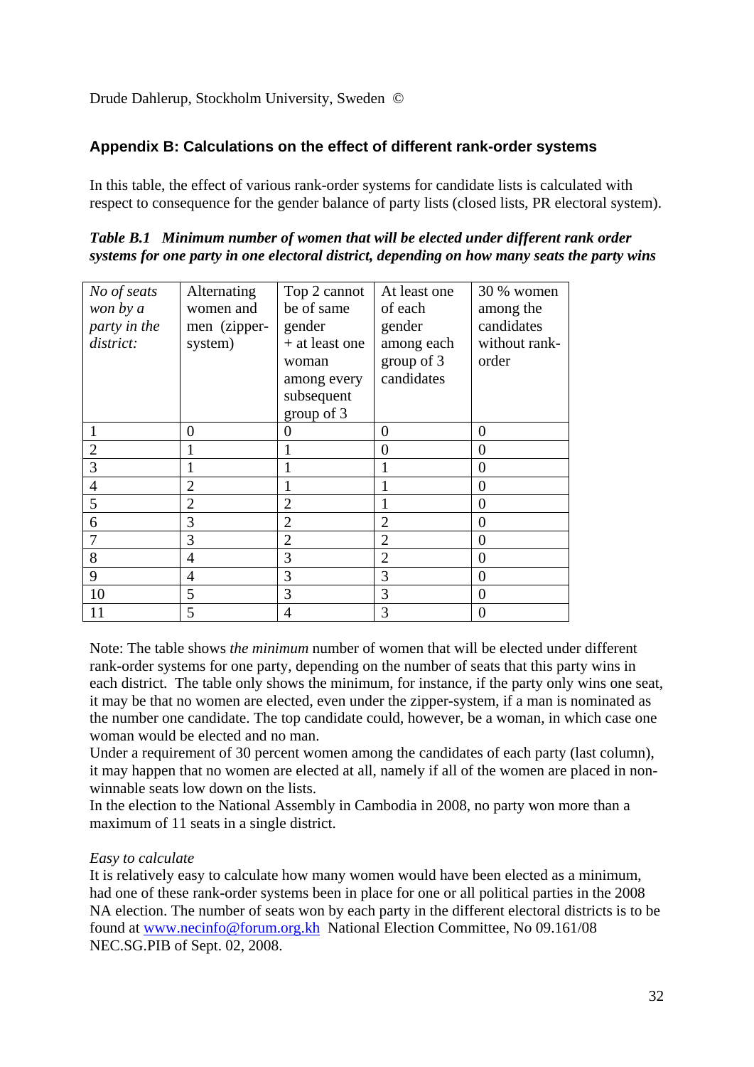Drude Dahlerup, Stockholm University, Sweden ©

## Appendix B: Calculations on the effect of different rank-order systems

In this table, the effect of various rank-order systems for candidate lists is calculated with respect to consequence for the gender balance of party lists (closed lists, PR electoral system).

***Table B.1 Minimum number of women that will be elected under different rank order systems for one party in one electoral district, depending on how many seats the party wins***

| *No of seats won by a party in the district:* | Alternating women and men (zipper-system) | Top 2 cannot be of same gender + at least one woman among every subsequent group of 3 | At least one of each gender among each group of 3 candidates | 30 % women among the candidates without rank-order |
|---|---|---|---|---|
| 1 | 0 | 0 | 0 | 0 |
| 2 | 1 | 1 | 0 | 0 |
| 3 | 1 | 1 | 1 | 0 |
| 4 | 2 | 1 | 1 | 0 |
| 5 | 2 | 2 | 1 | 0 |
| 6 | 3 | 2 | 2 | 0 |
| 7 | 3 | 2 | 2 | 0 |
| 8 | 4 | 3 | 2 | 0 |
| 9 | 4 | 3 | 3 | 0 |
| 10 | 5 | 3 | 3 | 0 |
| 11 | 5 | 4 | 3 | 0 |

Note: The table shows *the minimum* number of women that will be elected under different rank-order systems for one party, depending on the number of seats that this party wins in each district. The table only shows the minimum, for instance, if the party only wins one seat, it may be that no women are elected, even under the zipper-system, if a man is nominated as the number one candidate. The top candidate could, however, be a woman, in which case one woman would be elected and no man.

Under a requirement of 30 percent women among the candidates of each party (last column), it may happen that no women are elected at all, namely if all of the women are placed in non-winnable seats low down on the lists.

In the election to the National Assembly in Cambodia in 2008, no party won more than a maximum of 11 seats in a single district.

*Easy to calculate*

It is relatively easy to calculate how many women would have been elected as a minimum, had one of these rank-order systems been in place for one or all political parties in the 2008 NA election. The number of seats won by each party in the different electoral districts is to be found at www.necinfo@forum.org.kh National Election Committee, No 09.161/08 NEC.SG.PIB of Sept. 02, 2008.